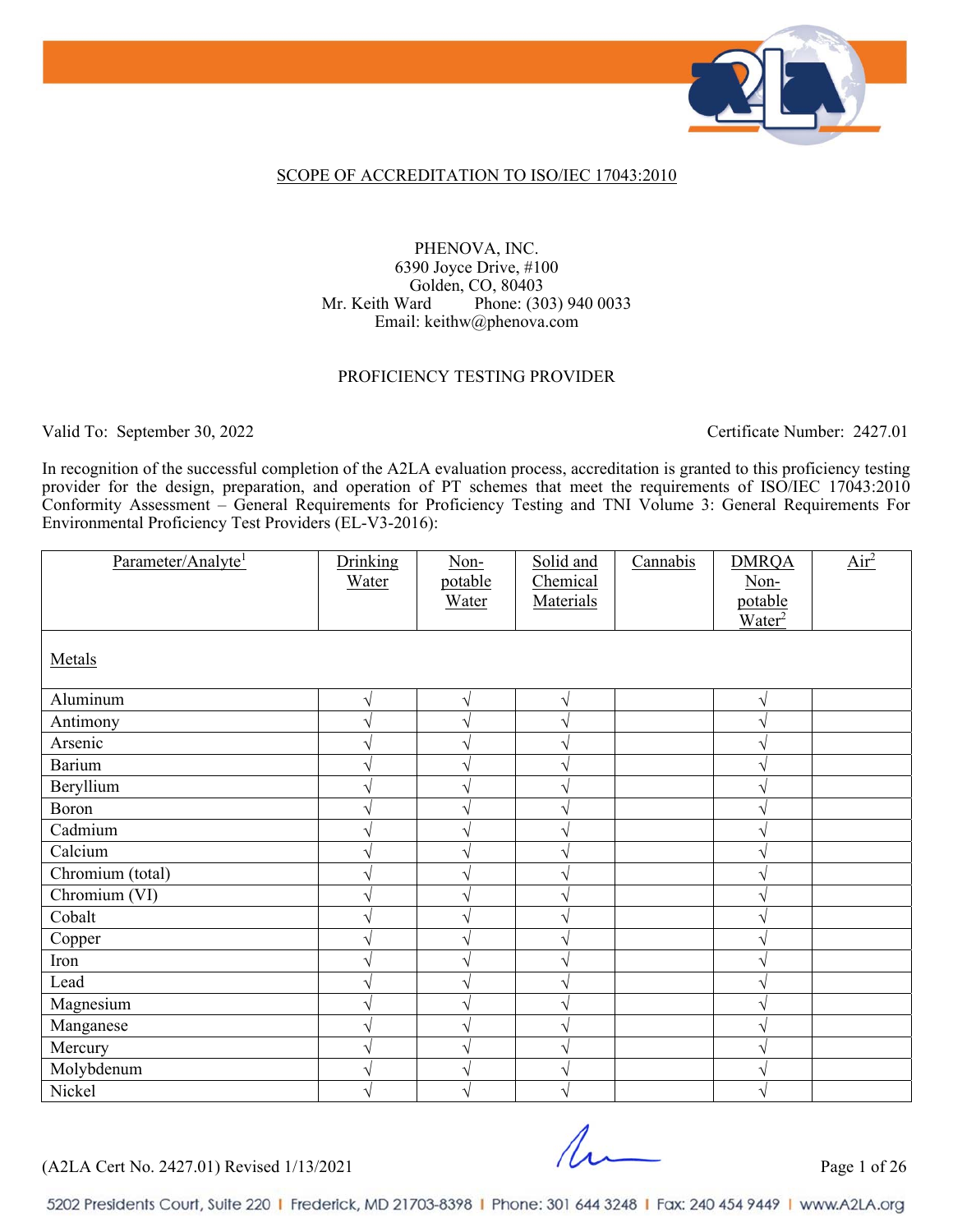SCOPE OF ACCREDITATION TO ISO/IEC 17043:2010

PHENOVA, INC.
6390 Joyce Drive, #100
Golden, CO, 80403
Mr. Keith Ward Phone: (303) 940 0033
Email: keithw@phenova.com

PROFICIENCY TESTING PROVIDER

Valid To: September 30, 2022 Certificate Number: 2427.01

In recognition of the successful completion of the A2LA evaluation process, accreditation is granted to this proficiency testing provider for the design, preparation, and operation of PT schemes that meet the requirements of ISO/IEC 17043:2010 Conformity Assessment – General Requirements for Proficiency Testing and TNI Volume 3: General Requirements For Environmental Proficiency Test Providers (EL-V3-2016):

| Parameter/Analyte[1] | Drinking Water | Non-potable Water | Solid and Chemical Materials | Cannabis | DMRQA Non-potable Water[2] | Air[2] |
|---|---|---|---|---|---|---|
| Metals | | | | | | |
| Aluminum | √ | √ | √ | | √ | |
| Antimony | √ | √ | √ | | √ | |
| Arsenic | √ | √ | √ | | √ | |
| Barium | √ | √ | √ | | √ | |
| Beryllium | √ | √ | √ | | √ | |
| Boron | √ | √ | √ | | √ | |
| Cadmium | √ | √ | √ | | √ | |
| Calcium | √ | √ | √ | | √ | |
| Chromium (total) | √ | √ | √ | | √ | |
| Chromium (VI) | √ | √ | √ | | √ | |
| Cobalt | √ | √ | √ | | √ | |
| Copper | √ | √ | √ | | √ | |
| Iron | √ | √ | √ | | √ | |
| Lead | √ | √ | √ | | √ | |
| Magnesium | √ | √ | √ | | √ | |
| Manganese | √ | √ | √ | | √ | |
| Mercury | √ | √ | √ | | √ | |
| Molybdenum | √ | √ | √ | | √ | |
| Nickel | √ | √ | √ | | √ | |

(A2LA Cert No. 2427.01) Revised 1/13/2021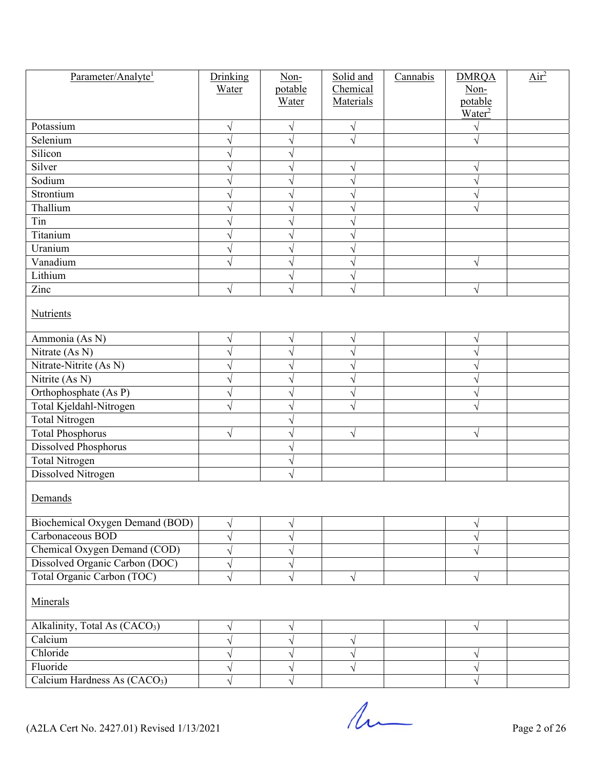| Parameter/Analyte[1] | Drinking Water | Non-potable Water | Solid and Chemical Materials | Cannabis | DMRQA Non-potable Water[2] | Air[2] |
|---|---|---|---|---|---|---|
| Potassium | √ | √ | √ | | √ | |
| Selenium | √ | √ | √ | | √ | |
| Silicon | √ | √ | | | | |
| Silver | √ | √ | √ | | √ | |
| Sodium | √ | √ | √ | | √ | |
| Strontium | √ | √ | √ | | √ | |
| Thallium | √ | √ | √ | | √ | |
| Tin | √ | √ | √ | | | |
| Titanium | √ | √ | √ | | | |
| Uranium | √ | √ | √ | | | |
| Vanadium | √ | √ | √ | | √ | |
| Lithium | | √ | √ | | | |
| Zinc | √ | √ | √ | | √ | |
| Nutrients | | | | | | |
| Ammonia (As N) | √ | √ | √ | | √ | |
| Nitrate (As N) | √ | √ | √ | | √ | |
| Nitrate-Nitrite (As N) | √ | √ | √ | | √ | |
| Nitrite (As N) | √ | √ | √ | | √ | |
| Orthophosphate (As P) | √ | √ | √ | | √ | |
| Total Kjeldahl-Nitrogen | √ | √ | √ | | √ | |
| Total Nitrogen | | √ | | | | |
| Total Phosphorus | √ | √ | √ | | √ | |
| Dissolved Phosphorus | | √ | | | | |
| Total Nitrogen | | √ | | | | |
| Dissolved Nitrogen | | √ | | | | |
| Demands | | | | | | |
| Biochemical Oxygen Demand (BOD) | √ | √ | | | √ | |
| Carbonaceous BOD | √ | √ | | | √ | |
| Chemical Oxygen Demand (COD) | √ | √ | | | √ | |
| Dissolved Organic Carbon (DOC) | √ | √ | | | | |
| Total Organic Carbon (TOC) | √ | √ | √ | | √ | |
| Minerals | | | | | | |
| Alkalinity, Total As ($CACO_3$) | √ | √ | | | √ | |
| Calcium | √ | √ | √ | | | |
| Chloride | √ | √ | √ | | √ | |
| Fluoride | √ | √ | √ | | √ | |
| Calcium Hardness As ($CACO_3$) | √ | √ | | | √ | |

(A2LA Cert No. 2427.01) Revised 1/13/2021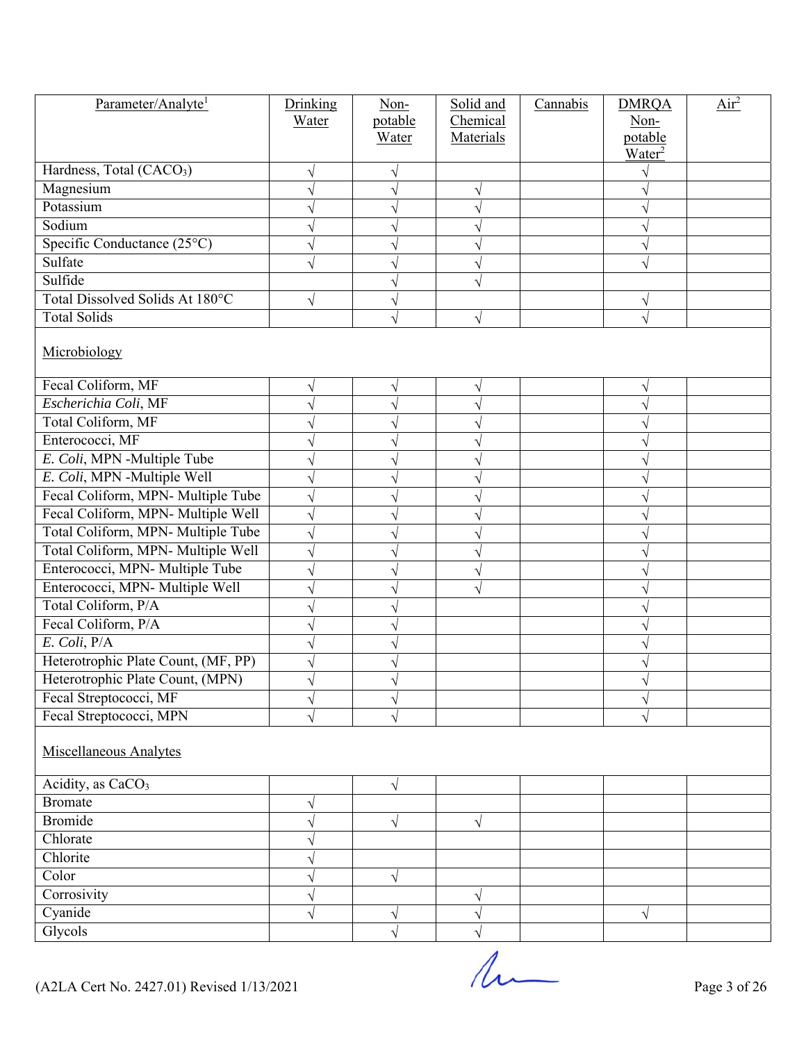| Parameter/Analyte[1] | Drinking Water | Non-potable Water | Solid and Chemical Materials | Cannabis | DMRQA Non-potable Water[2] | Air[2] |
|---|---|---|---|---|---|---|
| Hardness, Total ($CACO_3$) | √ | √ | | | √ | |
| Magnesium | √ | √ | √ | | √ | |
| Potassium | √ | √ | √ | | √ | |
| Sodium | √ | √ | √ | | √ | |
| Specific Conductance (25°C) | √ | √ | √ | | √ | |
| Sulfate | √ | √ | √ | | √ | |
| Sulfide | | √ | √ | | | |
| Total Dissolved Solids At 180°C | √ | √ | | | √ | |
| Total Solids | | √ | √ | | √ | |
| Microbiology | | | | | | |
| Fecal Coliform, MF | √ | √ | √ | | √ | |
| *Escherichia Coli*, MF | √ | √ | √ | | √ | |
| Total Coliform, MF | √ | √ | √ | | √ | |
| Enterococci, MF | √ | √ | √ | | √ | |
| *E. Coli*, MPN -Multiple Tube | √ | √ | √ | | √ | |
| *E. Coli*, MPN -Multiple Well | √ | √ | √ | | √ | |
| Fecal Coliform, MPN- Multiple Tube | √ | √ | √ | | √ | |
| Fecal Coliform, MPN- Multiple Well | √ | √ | √ | | √ | |
| Total Coliform, MPN- Multiple Tube | √ | √ | √ | | √ | |
| Total Coliform, MPN- Multiple Well | √ | √ | √ | | √ | |
| Enterococci, MPN- Multiple Tube | √ | √ | √ | | √ | |
| Enterococci, MPN- Multiple Well | √ | √ | √ | | √ | |
| Total Coliform, P/A | √ | √ | | | √ | |
| Fecal Coliform, P/A | √ | √ | | | √ | |
| *E. Coli*, P/A | √ | √ | | | √ | |
| Heterotrophic Plate Count, (MF, PP) | √ | √ | | | √ | |
| Heterotrophic Plate Count, (MPN) | √ | √ | | | √ | |
| Fecal Streptococci, MF | √ | √ | | | √ | |
| Fecal Streptococci, MPN | √ | √ | | | √ | |
| Miscellaneous Analytes | | | | | | |
| Acidity, as $CaCO_3$ | | √ | | | | |
| Bromate | √ | | | | | |
| Bromide | √ | √ | √ | | | |
| Chlorate | √ | | | | | |
| Chlorite | √ | | | | | |
| Color | √ | √ | | | | |
| Corrosivity | √ | | √ | | | |
| Cyanide | √ | √ | √ | | √ | |
| Glycols | | √ | √ | | | |

(A2LA Cert No. 2427.01) Revised 1/13/2021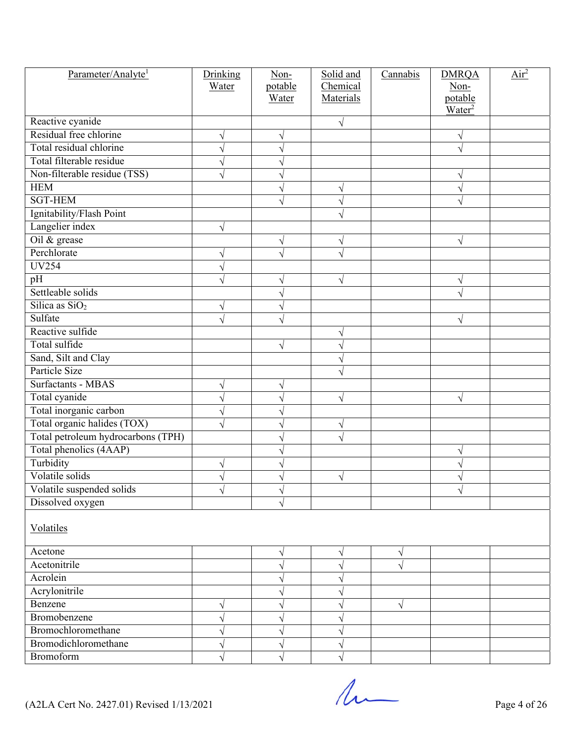| Parameter/Analyte[1] | Drinking Water | Non-potable Water | Solid and Chemical Materials | Cannabis | DMRQA Non-potable Water[2] | Air[2] |
|---|---|---|---|---|---|---|
| Reactive cyanide | | | √ | | | |
| Residual free chlorine | √ | √ | | | √ | |
| Total residual chlorine | √ | √ | | | √ | |
| Total filterable residue | √ | √ | | | | |
| Non-filterable residue (TSS) | √ | √ | | | √ | |
| HEM | | √ | √ | | √ | |
| SGT-HEM | | √ | √ | | √ | |
| Ignitability/Flash Point | | | √ | | | |
| Langelier index | √ | | | | | |
| Oil & grease | | √ | √ | | √ | |
| Perchlorate | √ | √ | √ | | | |
| UV254 | √ | | | | | |
| pH | √ | √ | √ | | √ | |
| Settleable solids | | √ | | | √ | |
| Silica as $SiO_2$ | √ | √ | | | | |
| Sulfate | √ | √ | | | √ | |
| Reactive sulfide | | | √ | | | |
| Total sulfide | | √ | √ | | | |
| Sand, Silt and Clay | | | √ | | | |
| Particle Size | | | √ | | | |
| Surfactants - MBAS | √ | √ | | | | |
| Total cyanide | √ | √ | √ | | √ | |
| Total inorganic carbon | √ | √ | | | | |
| Total organic halides (TOX) | √ | √ | √ | | | |
| Total petroleum hydrocarbons (TPH) | | √ | √ | | | |
| Total phenolics (4AAP) | | √ | | | √ | |
| Turbidity | √ | √ | | | √ | |
| Volatile solids | √ | √ | √ | | √ | |
| Volatile suspended solids | √ | √ | | | √ | |
| Dissolved oxygen | | √ | | | | |
| Volatiles | | | | | | |
| Acetone | | √ | √ | √ | | |
| Acetonitrile | | √ | √ | √ | | |
| Acrolein | | √ | √ | | | |
| Acrylonitrile | | √ | √ | | | |
| Benzene | √ | √ | √ | √ | | |
| Bromobenzene | √ | √ | √ | | | |
| Bromochloromethane | √ | √ | √ | | | |
| Bromodichloromethane | √ | √ | √ | | | |
| Bromoform | √ | √ | √ | | | |

(A2LA Cert No. 2427.01) Revised 1/13/2021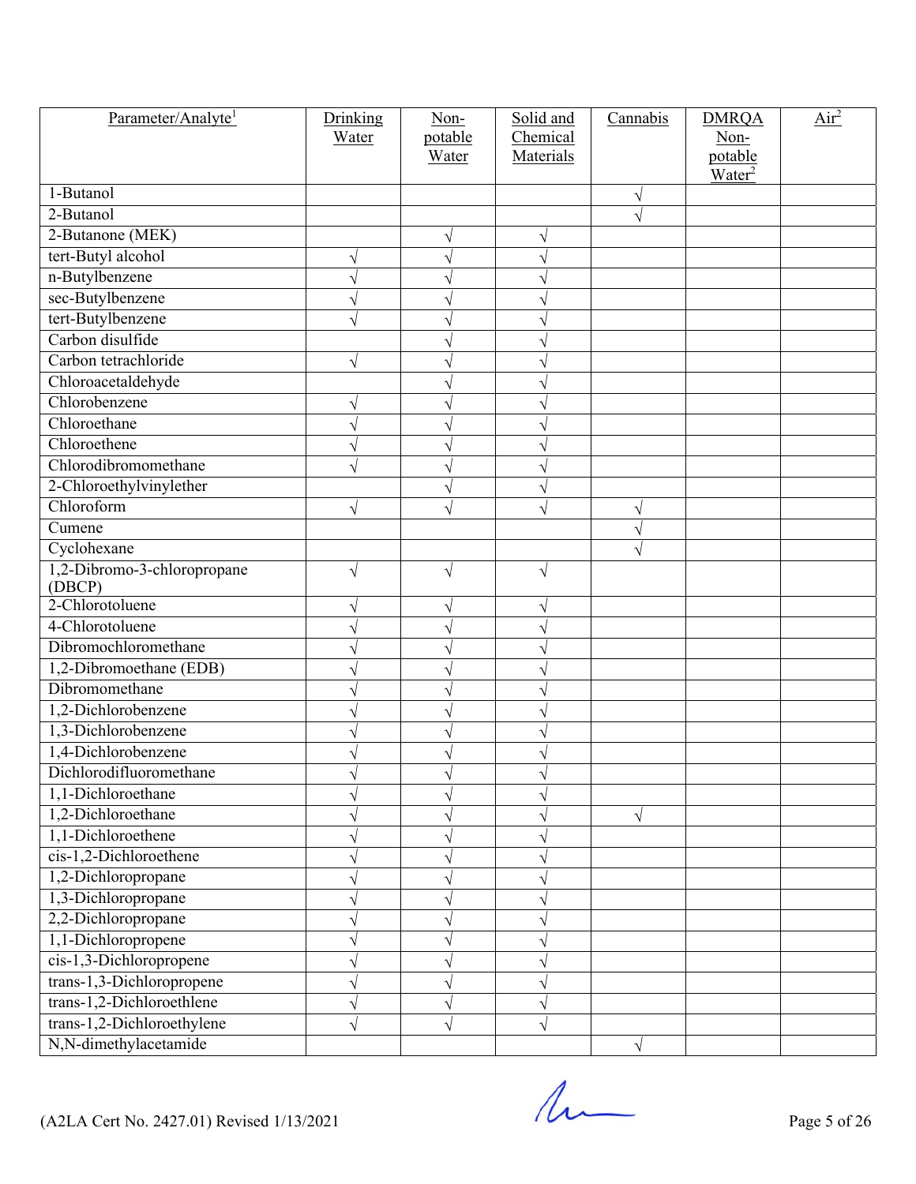| Parameter/Analyte[1] | Drinking Water | Non-potable Water | Solid and Chemical Materials | Cannabis | DMRQA Non-potable Water[2] | Air[2] |
|---|---|---|---|---|---|---|
| 1-Butanol | | | | √ | | |
| 2-Butanol | | | | √ | | |
| 2-Butanone (MEK) | | √ | √ | | | |
| tert-Butyl alcohol | √ | √ | √ | | | |
| n-Butylbenzene | √ | √ | √ | | | |
| sec-Butylbenzene | √ | √ | √ | | | |
| tert-Butylbenzene | √ | √ | √ | | | |
| Carbon disulfide | | √ | √ | | | |
| Carbon tetrachloride | √ | √ | √ | | | |
| Chloroacetaldehyde | | √ | √ | | | |
| Chlorobenzene | √ | √ | √ | | | |
| Chloroethane | √ | √ | √ | | | |
| Chloroethene | √ | √ | √ | | | |
| Chlorodibromomethane | √ | √ | √ | | | |
| 2-Chloroethylvinylether | | √ | √ | | | |
| Chloroform | √ | √ | √ | √ | | |
| Cumene | | | | √ | | |
| Cyclohexane | | | | √ | | |
| 1,2-Dibromo-3-chloropropane (DBCP) | √ | √ | √ | | | |
| 2-Chlorotoluene | √ | √ | √ | | | |
| 4-Chlorotoluene | √ | √ | √ | | | |
| Dibromochloromethane | √ | √ | √ | | | |
| 1,2-Dibromoethane (EDB) | √ | √ | √ | | | |
| Dibromomethane | √ | √ | √ | | | |
| 1,2-Dichlorobenzene | √ | √ | √ | | | |
| 1,3-Dichlorobenzene | √ | √ | √ | | | |
| 1,4-Dichlorobenzene | √ | √ | √ | | | |
| Dichlorodifluoromethane | √ | √ | √ | | | |
| 1,1-Dichloroethane | √ | √ | √ | | | |
| 1,2-Dichloroethane | √ | √ | √ | √ | | |
| 1,1-Dichloroethene | √ | √ | √ | | | |
| cis-1,2-Dichloroethene | √ | √ | √ | | | |
| 1,2-Dichloropropane | √ | √ | √ | | | |
| 1,3-Dichloropropane | √ | √ | √ | | | |
| 2,2-Dichloropropane | √ | √ | √ | | | |
| 1,1-Dichloropropene | √ | √ | √ | | | |
| cis-1,3-Dichloropropene | √ | √ | √ | | | |
| trans-1,3-Dichloropropene | √ | √ | √ | | | |
| trans-1,2-Dichloroethlene | √ | √ | √ | | | |
| trans-1,2-Dichloroethylene | √ | √ | √ | | | |
| N,N-dimethylacetamide | | | | √ | | |

(A2LA Cert No. 2427.01) Revised 1/13/2021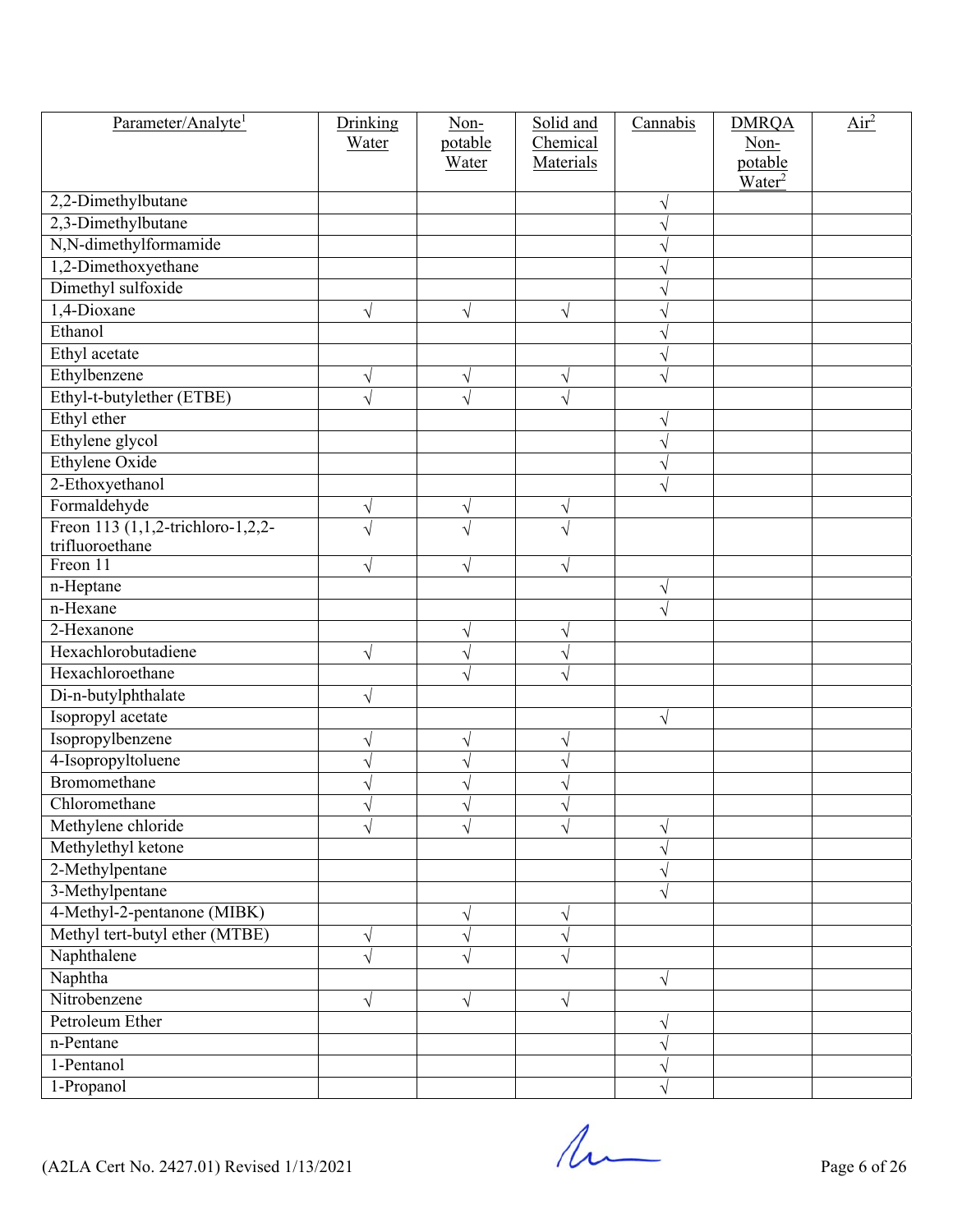| Parameter/Analyte[1] | Drinking Water | Non-potable Water | Solid and Chemical Materials | Cannabis | DMRQA Non-potable Water[2] | Air[2] |
|---|---|---|---|---|---|---|
| 2,2-Dimethylbutane | | | | √ | | |
| 2,3-Dimethylbutane | | | | √ | | |
| N,N-dimethylformamide | | | | √ | | |
| 1,2-Dimethoxyethane | | | | √ | | |
| Dimethyl sulfoxide | | | | √ | | |
| 1,4-Dioxane | √ | √ | √ | √ | | |
| Ethanol | | | | √ | | |
| Ethyl acetate | | | | √ | | |
| Ethylbenzene | √ | √ | √ | √ | | |
| Ethyl-t-butylether (ETBE) | √ | √ | √ | | | |
| Ethyl ether | | | | √ | | |
| Ethylene glycol | | | | √ | | |
| Ethylene Oxide | | | | √ | | |
| 2-Ethoxyethanol | | | | √ | | |
| Formaldehyde | √ | √ | √ | | | |
| Freon 113 (1,1,2-trichloro-1,2,2-trifluoroethane | √ | √ | √ | | | |
| Freon 11 | √ | √ | √ | | | |
| n-Heptane | | | | √ | | |
| n-Hexane | | | | √ | | |
| 2-Hexanone | | √ | √ | | | |
| Hexachlorobutadiene | √ | √ | √ | | | |
| Hexachloroethane | | √ | √ | | | |
| Di-n-butylphthalate | √ | | | | | |
| Isopropyl acetate | | | | √ | | |
| Isopropylbenzene | √ | √ | √ | | | |
| 4-Isopropyltoluene | √ | √ | √ | | | |
| Bromomethane | √ | √ | √ | | | |
| Chloromethane | √ | √ | √ | | | |
| Methylene chloride | √ | √ | √ | √ | | |
| Methylethyl ketone | | | | √ | | |
| 2-Methylpentane | | | | √ | | |
| 3-Methylpentane | | | | √ | | |
| 4-Methyl-2-pentanone (MIBK) | | √ | √ | | | |
| Methyl tert-butyl ether (MTBE) | √ | √ | √ | | | |
| Naphthalene | √ | √ | √ | | | |
| Naphtha | | | | √ | | |
| Nitrobenzene | √ | √ | √ | | | |
| Petroleum Ether | | | | √ | | |
| n-Pentane | | | | √ | | |
| 1-Pentanol | | | | √ | | |
| 1-Propanol | | | | √ | | |

(A2LA Cert No. 2427.01) Revised 1/13/2021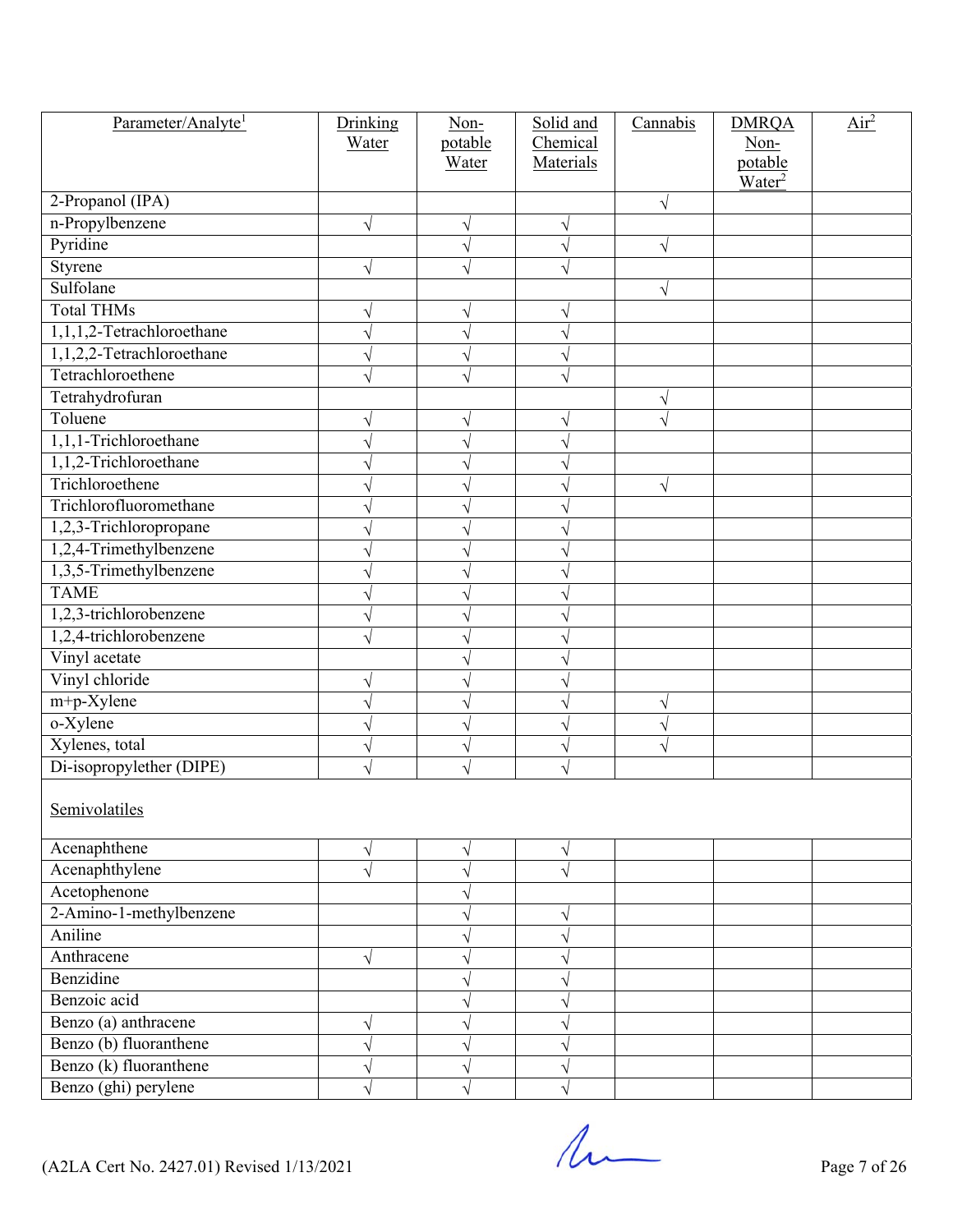| Parameter/Analyte[1] | Drinking Water | Non-potable Water | Solid and Chemical Materials | Cannabis | DMRQA Non-potable Water[2] | Air[2] |
|---|---|---|---|---|---|---|
| 2-Propanol (IPA) | | | | √ | | |
| n-Propylbenzene | √ | √ | √ | | | |
| Pyridine | | √ | √ | √ | | |
| Styrene | √ | √ | √ | | | |
| Sulfolane | | | | √ | | |
| Total THMs | √ | √ | √ | | | |
| 1,1,1,2-Tetrachloroethane | √ | √ | √ | | | |
| 1,1,2,2-Tetrachloroethane | √ | √ | √ | | | |
| Tetrachloroethene | √ | √ | √ | | | |
| Tetrahydrofuran | | | | √ | | |
| Toluene | √ | √ | √ | √ | | |
| 1,1,1-Trichloroethane | √ | √ | √ | | | |
| 1,1,2-Trichloroethane | √ | √ | √ | | | |
| Trichloroethene | √ | √ | √ | √ | | |
| Trichlorofluoromethane | √ | √ | √ | | | |
| 1,2,3-Trichloropropane | √ | √ | √ | | | |
| 1,2,4-Trimethylbenzene | √ | √ | √ | | | |
| 1,3,5-Trimethylbenzene | √ | √ | √ | | | |
| TAME | √ | √ | √ | | | |
| 1,2,3-trichlorobenzene | √ | √ | √ | | | |
| 1,2,4-trichlorobenzene | √ | √ | √ | | | |
| Vinyl acetate | | √ | √ | | | |
| Vinyl chloride | √ | √ | √ | | | |
| m+p-Xylene | √ | √ | √ | √ | | |
| o-Xylene | √ | √ | √ | √ | | |
| Xylenes, total | √ | √ | √ | √ | | |
| Di-isopropylether (DIPE) | √ | √ | √ | | | |
| Semivolatiles | | | | | | |
| Acenaphthene | √ | √ | √ | | | |
| Acenaphthylene | √ | √ | √ | | | |
| Acetophenone | | √ | | | | |
| 2-Amino-1-methylbenzene | | √ | √ | | | |
| Aniline | | √ | √ | | | |
| Anthracene | √ | √ | √ | | | |
| Benzidine | | √ | √ | | | |
| Benzoic acid | | √ | √ | | | |
| Benzo (a) anthracene | √ | √ | √ | | | |
| Benzo (b) fluoranthene | √ | √ | √ | | | |
| Benzo (k) fluoranthene | √ | √ | √ | | | |
| Benzo (ghi) perylene | √ | √ | √ | | | |

(A2LA Cert No. 2427.01) Revised 1/13/2021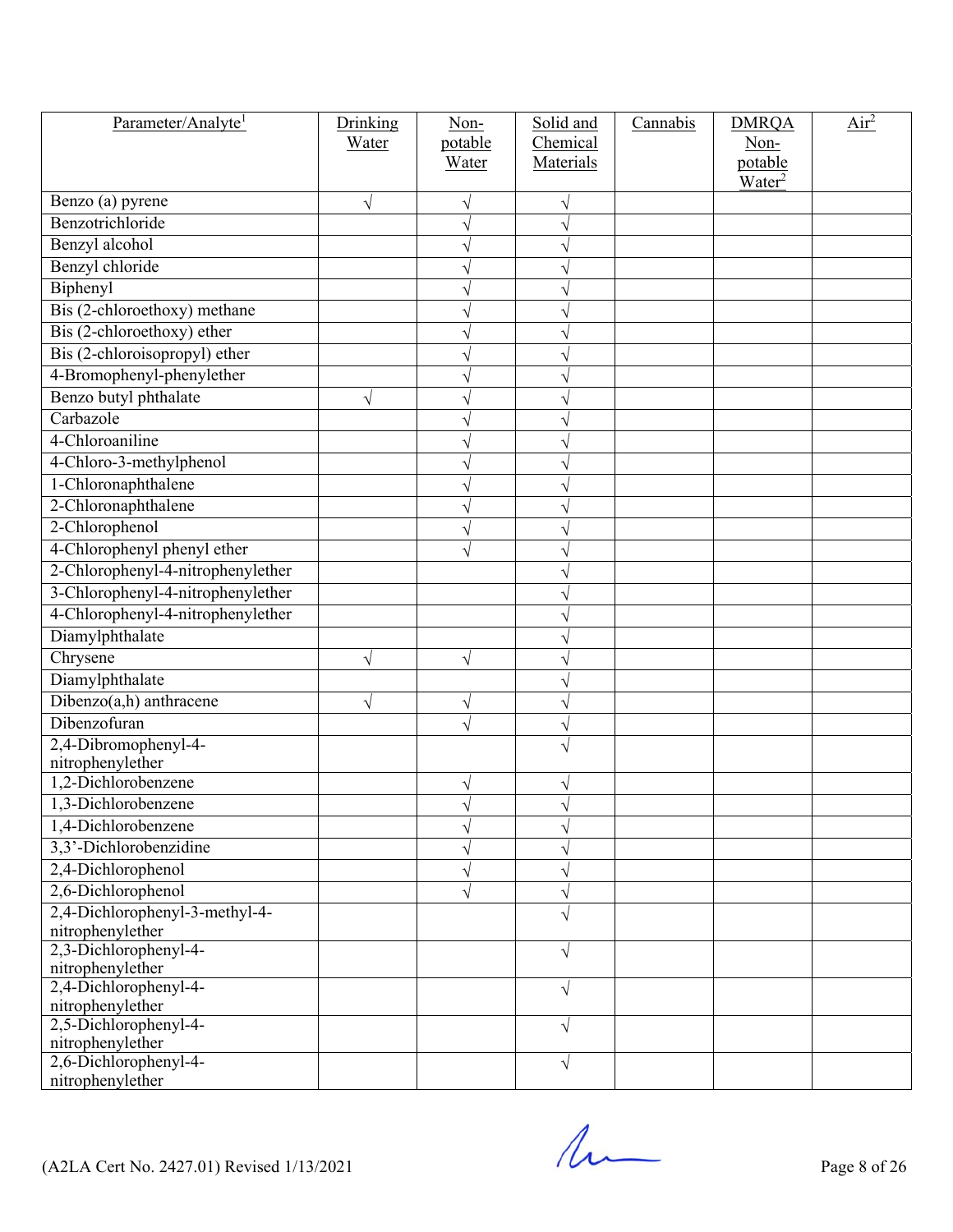| Parameter/Analyte[1] | Drinking Water | Non-potable Water | Solid and Chemical Materials | Cannabis | DMRQA Non-potable Water[2] | Air[2] |
|---|---|---|---|---|---|---|
| Benzo (a) pyrene | √ | √ | √ | | | |
| Benzotrichloride | | √ | √ | | | |
| Benzyl alcohol | | √ | √ | | | |
| Benzyl chloride | | √ | √ | | | |
| Biphenyl | | √ | √ | | | |
| Bis (2-chloroethoxy) methane | | √ | √ | | | |
| Bis (2-chloroethoxy) ether | | √ | √ | | | |
| Bis (2-chloroisopropyl) ether | | √ | √ | | | |
| 4-Bromophenyl-phenylether | | √ | √ | | | |
| Benzo butyl phthalate | √ | √ | √ | | | |
| Carbazole | | √ | √ | | | |
| 4-Chloroaniline | | √ | √ | | | |
| 4-Chloro-3-methylphenol | | √ | √ | | | |
| 1-Chloronaphthalene | | √ | √ | | | |
| 2-Chloronaphthalene | | √ | √ | | | |
| 2-Chlorophenol | | √ | √ | | | |
| 4-Chlorophenyl phenyl ether | | √ | √ | | | |
| 2-Chlorophenyl-4-nitrophenylether | | | √ | | | |
| 3-Chlorophenyl-4-nitrophenylether | | | √ | | | |
| 4-Chlorophenyl-4-nitrophenylether | | | √ | | | |
| Diamylphthalate | | | √ | | | |
| Chrysene | √ | √ | √ | | | |
| Diamylphthalate | | | √ | | | |
| Dibenzo(a,h) anthracene | √ | √ | √ | | | |
| Dibenzofuran | | √ | √ | | | |
| 2,4-Dibromophenyl-4-nitrophenylether | | | √ | | | |
| 1,2-Dichlorobenzene | | √ | √ | | | |
| 1,3-Dichlorobenzene | | √ | √ | | | |
| 1,4-Dichlorobenzene | | √ | √ | | | |
| 3,3'-Dichlorobenzidine | | √ | √ | | | |
| 2,4-Dichlorophenol | | √ | √ | | | |
| 2,6-Dichlorophenol | | √ | √ | | | |
| 2,4-Dichlorophenyl-3-methyl-4-nitrophenylether | | | √ | | | |
| 2,3-Dichlorophenyl-4-nitrophenylether | | | √ | | | |
| 2,4-Dichlorophenyl-4-nitrophenylether | | | √ | | | |
| 2,5-Dichlorophenyl-4-nitrophenylether | | | √ | | | |
| 2,6-Dichlorophenyl-4-nitrophenylether | | | √ | | | |

(A2LA Cert No. 2427.01) Revised 1/13/2021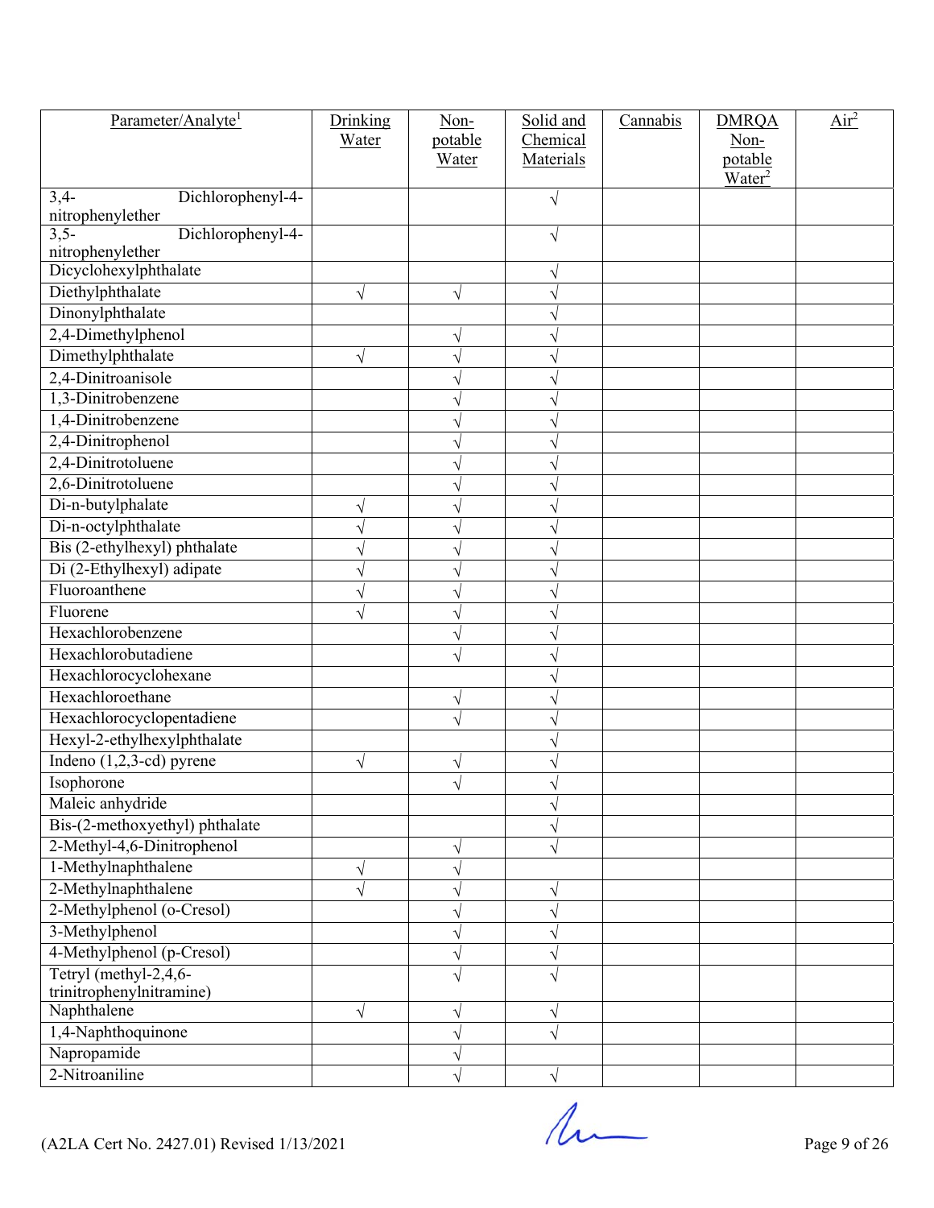| Parameter/Analyte[1] | Drinking Water | Non-potable Water | Solid and Chemical Materials | Cannabis | DMRQA Non-potable Water[2] | Air[2] |
|---|---|---|---|---|---|---|
| 3,4- Dichlorophenyl-4-nitrophenylether | | | √ | | | |
| 3,5- Dichlorophenyl-4-nitrophenylether | | | √ | | | |
| Dicyclohexylphthalate | | | √ | | | |
| Diethylphthalate | √ | √ | √ | | | |
| Dinonylphthalate | | | √ | | | |
| 2,4-Dimethylphenol | | √ | √ | | | |
| Dimethylphthalate | √ | √ | √ | | | |
| 2,4-Dinitroanisole | | √ | √ | | | |
| 1,3-Dinitrobenzene | | √ | √ | | | |
| 1,4-Dinitrobenzene | | √ | √ | | | |
| 2,4-Dinitrophenol | | √ | √ | | | |
| 2,4-Dinitrotoluene | | √ | √ | | | |
| 2,6-Dinitrotoluene | | √ | √ | | | |
| Di-n-butylphalate | √ | √ | √ | | | |
| Di-n-octylphthalate | √ | √ | √ | | | |
| Bis (2-ethylhexyl) phthalate | √ | √ | √ | | | |
| Di (2-Ethylhexyl) adipate | √ | √ | √ | | | |
| Fluoroanthene | √ | √ | √ | | | |
| Fluorene | √ | √ | √ | | | |
| Hexachlorobenzene | | √ | √ | | | |
| Hexachlorobutadiene | | √ | √ | | | |
| Hexachlorocyclohexane | | | √ | | | |
| Hexachloroethane | | √ | √ | | | |
| Hexachlorocyclopentadiene | | √ | √ | | | |
| Hexyl-2-ethylhexylphthalate | | | √ | | | |
| Indeno (1,2,3-cd) pyrene | √ | √ | √ | | | |
| Isophorone | | √ | √ | | | |
| Maleic anhydride | | | √ | | | |
| Bis-(2-methoxyethyl) phthalate | | | √ | | | |
| 2-Methyl-4,6-Dinitrophenol | | √ | √ | | | |
| 1-Methylnaphthalene | √ | √ | | | | |
| 2-Methylnaphthalene | √ | √ | √ | | | |
| 2-Methylphenol (o-Cresol) | | √ | √ | | | |
| 3-Methylphenol | | √ | √ | | | |
| 4-Methylphenol (p-Cresol) | | √ | √ | | | |
| Tetryl (methyl-2,4,6-trinitrophenylnitramine) | | √ | √ | | | |
| Naphthalene | √ | √ | √ | | | |
| 1,4-Naphthoquinone | | √ | √ | | | |
| Napropamide | | √ | | | | |
| 2-Nitroaniline | | √ | √ | | | |

(A2LA Cert No. 2427.01) Revised 1/13/2021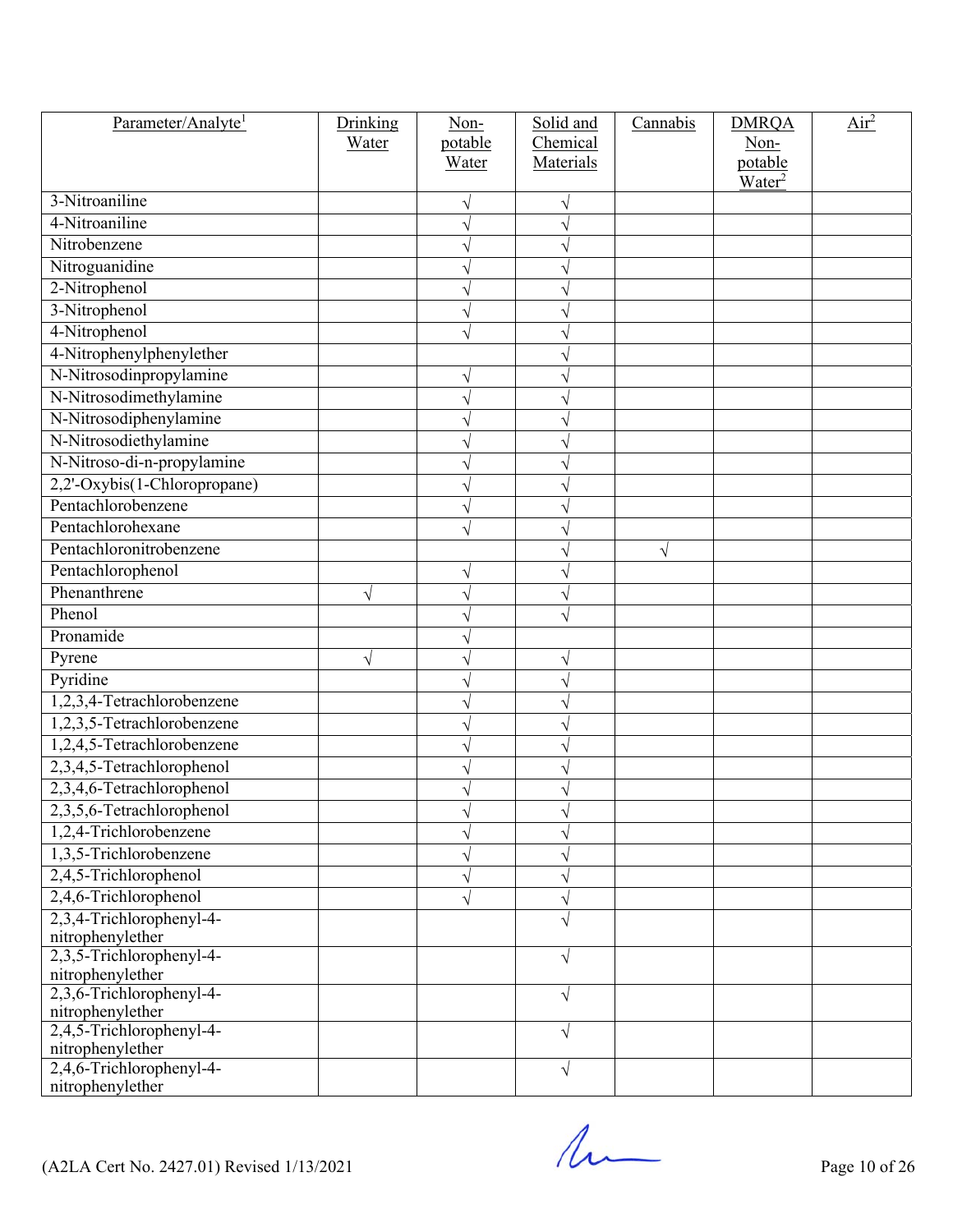| Parameter/Analyte[1] | Drinking Water | Non-potable Water | Solid and Chemical Materials | Cannabis | DMRQA Non-potable Water[2] | Air[2] |
|---|---|---|---|---|---|---|
| 3-Nitroaniline | | √ | √ | | | |
| 4-Nitroaniline | | √ | √ | | | |
| Nitrobenzene | | √ | √ | | | |
| Nitroguanidine | | √ | √ | | | |
| 2-Nitrophenol | | √ | √ | | | |
| 3-Nitrophenol | | √ | √ | | | |
| 4-Nitrophenol | | √ | √ | | | |
| 4-Nitrophenylphenylether | | | √ | | | |
| N-Nitrosodinpropylamine | | √ | √ | | | |
| N-Nitrosodimethylamine | | √ | √ | | | |
| N-Nitrosodiphenylamine | | √ | √ | | | |
| N-Nitrosodiethylamine | | √ | √ | | | |
| N-Nitroso-di-n-propylamine | | √ | √ | | | |
| 2,2'-Oxybis(1-Chloropropane) | | √ | √ | | | |
| Pentachlorobenzene | | √ | √ | | | |
| Pentachlorohexane | | √ | √ | | | |
| Pentachloronitrobenzene | | | √ | √ | | |
| Pentachlorophenol | | √ | √ | | | |
| Phenanthrene | √ | √ | √ | | | |
| Phenol | | √ | √ | | | |
| Pronamide | | √ | | | | |
| Pyrene | √ | √ | √ | | | |
| Pyridine | | √ | √ | | | |
| 1,2,3,4-Tetrachlorobenzene | | √ | √ | | | |
| 1,2,3,5-Tetrachlorobenzene | | √ | √ | | | |
| 1,2,4,5-Tetrachlorobenzene | | √ | √ | | | |
| 2,3,4,5-Tetrachlorophenol | | √ | √ | | | |
| 2,3,4,6-Tetrachlorophenol | | √ | √ | | | |
| 2,3,5,6-Tetrachlorophenol | | √ | √ | | | |
| 1,2,4-Trichlorobenzene | | √ | √ | | | |
| 1,3,5-Trichlorobenzene | | √ | √ | | | |
| 2,4,5-Trichlorophenol | | √ | √ | | | |
| 2,4,6-Trichlorophenol | | √ | √ | | | |
| 2,3,4-Trichlorophenyl-4-nitrophenylether | | | √ | | | |
| 2,3,5-Trichlorophenyl-4-nitrophenylether | | | √ | | | |
| 2,3,6-Trichlorophenyl-4-nitrophenylether | | | √ | | | |
| 2,4,5-Trichlorophenyl-4-nitrophenylether | | | √ | | | |
| 2,4,6-Trichlorophenyl-4-nitrophenylether | | | √ | | | |

(A2LA Cert No. 2427.01) Revised 1/13/2021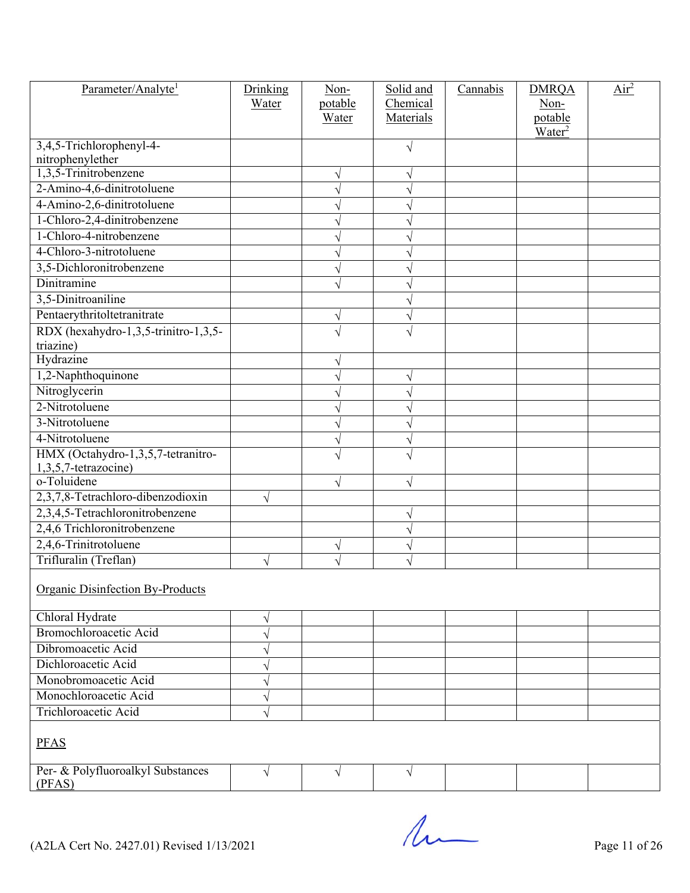| Parameter/Analyte[1] | Drinking Water | Non-potable Water | Solid and Chemical Materials | Cannabis | DMRQA Non-potable Water[2] | Air[2] |
|---|---|---|---|---|---|---|
| 3,4,5-Trichlorophenyl-4-nitrophenylether | | | √ | | | |
| 1,3,5-Trinitrobenzene | | √ | √ | | | |
| 2-Amino-4,6-dinitrotoluene | | √ | √ | | | |
| 4-Amino-2,6-dinitrotoluene | | √ | √ | | | |
| 1-Chloro-2,4-dinitrobenzene | | √ | √ | | | |
| 1-Chloro-4-nitrobenzene | | √ | √ | | | |
| 4-Chloro-3-nitrotoluene | | √ | √ | | | |
| 3,5-Dichloronitrobenzene | | √ | √ | | | |
| Dinitramine | | √ | √ | | | |
| 3,5-Dinitroaniline | | | √ | | | |
| Pentaerythritoltetranitrate | | √ | √ | | | |
| RDX (hexahydro-1,3,5-trinitro-1,3,5-triazine) | | √ | √ | | | |
| Hydrazine | | √ | | | | |
| 1,2-Naphthoquinone | | √ | √ | | | |
| Nitroglycerin | | √ | √ | | | |
| 2-Nitrotoluene | | √ | √ | | | |
| 3-Nitrotoluene | | √ | √ | | | |
| 4-Nitrotoluene | | √ | √ | | | |
| HMX (Octahydro-1,3,5,7-tetranitro-1,3,5,7-tetrazocine) | | √ | √ | | | |
| o-Toluidene | | √ | √ | | | |
| 2,3,7,8-Tetrachloro-dibenzodioxin | √ | | | | | |
| 2,3,4,5-Tetrachloronitrobenzene | | | √ | | | |
| 2,4,6 Trichloronitrobenzene | | | √ | | | |
| 2,4,6-Trinitrotoluene | | √ | √ | | | |
| Trifluralin (Treflan) | √ | √ | √ | | | |
| Organic Disinfection By-Products | | | | | | |
| Chloral Hydrate | √ | | | | | |
| Bromochloroacetic Acid | √ | | | | | |
| Dibromoacetic Acid | √ | | | | | |
| Dichloroacetic Acid | √ | | | | | |
| Monobromoacetic Acid | √ | | | | | |
| Monochloroacetic Acid | √ | | | | | |
| Trichloroacetic Acid | √ | | | | | |
| PFAS | | | | | | |
| Per- & Polyfluoroalkyl Substances (PFAS) | √ | √ | √ | | | |

(A2LA Cert No. 2427.01) Revised 1/13/2021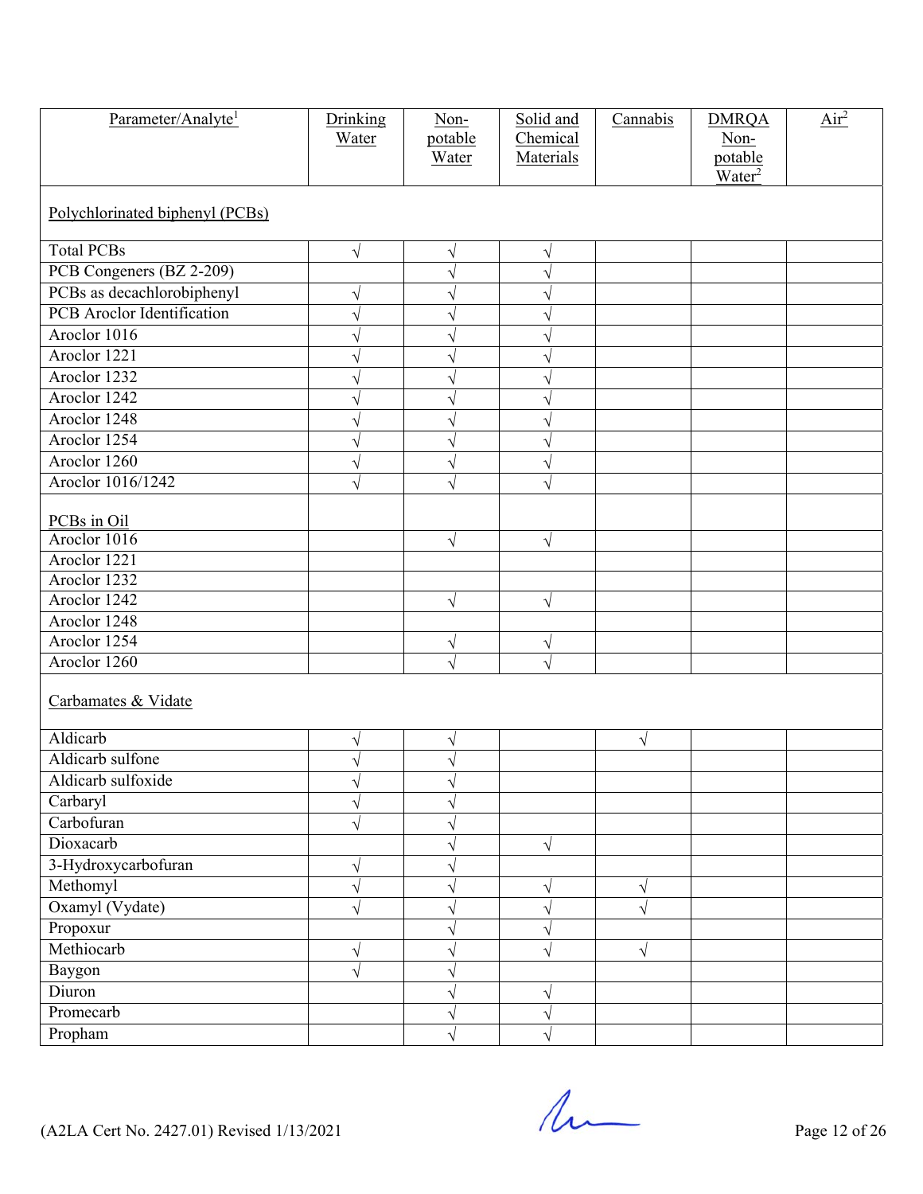| Parameter/Analyte[1] | Drinking Water | Non-potable Water | Solid and Chemical Materials | Cannabis | DMRQA Non-potable Water[2] | Air[2] |
|---|---|---|---|---|---|---|
| Polychlorinated biphenyl (PCBs) | | | | | | |
| Total PCBs | √ | √ | √ | | | |
| PCB Congeners (BZ 2-209) | | √ | √ | | | |
| PCBs as decachlorobiphenyl | √ | √ | √ | | | |
| PCB Aroclor Identification | √ | √ | √ | | | |
| Aroclor 1016 | √ | √ | √ | | | |
| Aroclor 1221 | √ | √ | √ | | | |
| Aroclor 1232 | √ | √ | √ | | | |
| Aroclor 1242 | √ | √ | √ | | | |
| Aroclor 1248 | √ | √ | √ | | | |
| Aroclor 1254 | √ | √ | √ | | | |
| Aroclor 1260 | √ | √ | √ | | | |
| Aroclor 1016/1242 | √ | √ | √ | | | |
| PCBs in Oil | | | | | | |
| Aroclor 1016 | | √ | √ | | | |
| Aroclor 1221 | | | | | | |
| Aroclor 1232 | | | | | | |
| Aroclor 1242 | | √ | √ | | | |
| Aroclor 1248 | | | | | | |
| Aroclor 1254 | | √ | √ | | | |
| Aroclor 1260 | | √ | √ | | | |
| Carbamates & Vidate | | | | | | |
| Aldicarb | √ | √ | | √ | | |
| Aldicarb sulfone | √ | √ | | | | |
| Aldicarb sulfoxide | √ | √ | | | | |
| Carbaryl | √ | √ | | | | |
| Carbofuran | √ | √ | | | | |
| Dioxacarb | | √ | √ | | | |
| 3-Hydroxycarbofuran | √ | √ | | | | |
| Methomyl | √ | √ | √ | √ | | |
| Oxamyl (Vydate) | √ | √ | √ | √ | | |
| Propoxur | | √ | √ | | | |
| Methiocarb | √ | √ | √ | √ | | |
| Baygon | √ | √ | | | | |
| Diuron | | √ | √ | | | |
| Promecarb | | √ | √ | | | |
| Propham | | √ | √ | | | |

(A2LA Cert No. 2427.01) Revised 1/13/2021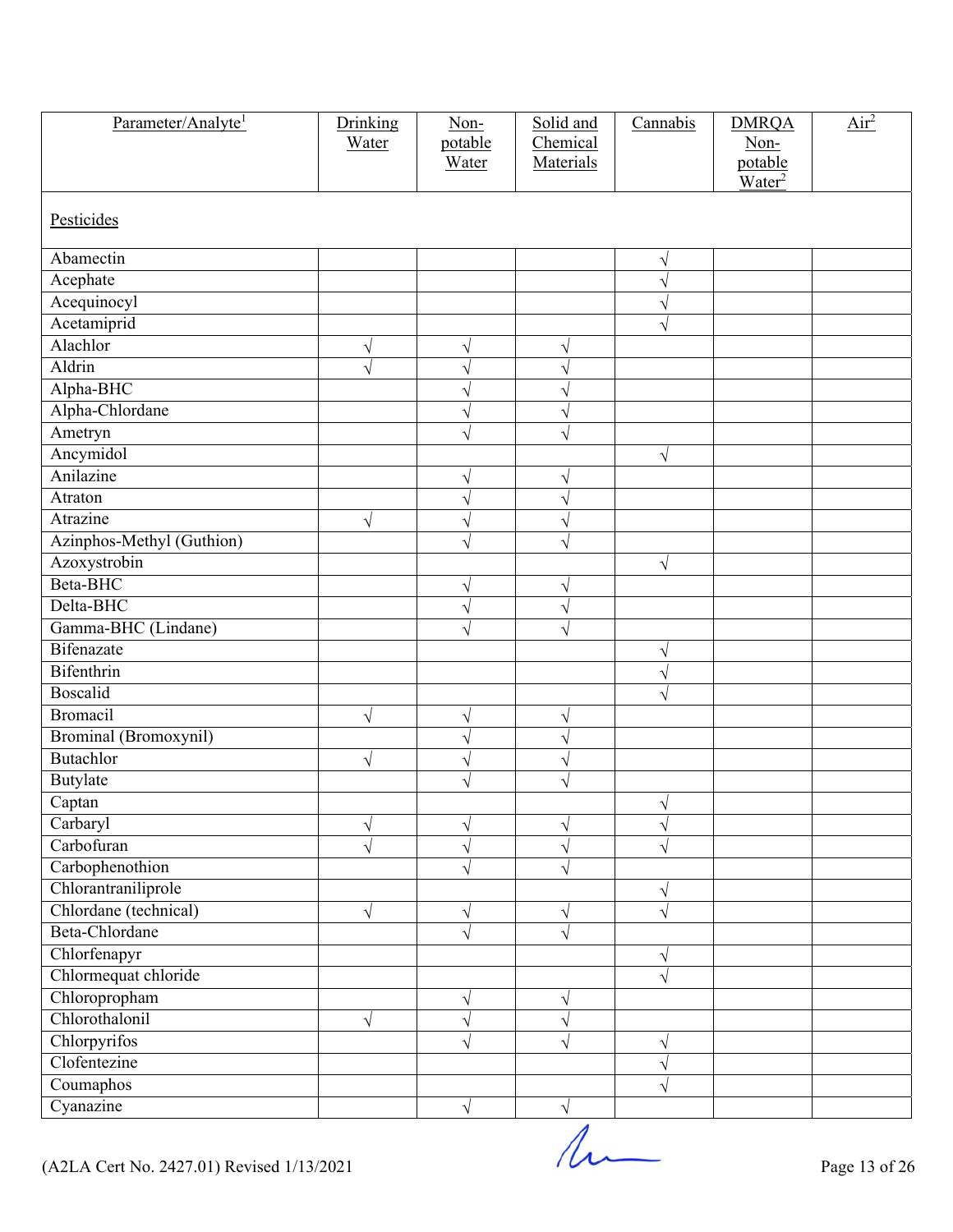| Parameter/Analyte[1] | Drinking Water | Non-potable Water | Solid and Chemical Materials | Cannabis | DMRQA Non-potable Water[2] | Air[2] |
|---|---|---|---|---|---|---|
| Pesticides | | | | | | |
| Abamectin | | | | √ | | |
| Acephate | | | | √ | | |
| Acequinocyl | | | | √ | | |
| Acetamiprid | | | | √ | | |
| Alachlor | √ | √ | √ | | | |
| Aldrin | √ | √ | √ | | | |
| Alpha-BHC | | √ | √ | | | |
| Alpha-Chlordane | | √ | √ | | | |
| Ametryn | | √ | √ | | | |
| Ancymidol | | | | √ | | |
| Anilazine | | √ | √ | | | |
| Atraton | | √ | √ | | | |
| Atrazine | √ | √ | √ | | | |
| Azinphos-Methyl (Guthion) | | √ | √ | | | |
| Azoxystrobin | | | | √ | | |
| Beta-BHC | | √ | √ | | | |
| Delta-BHC | | √ | √ | | | |
| Gamma-BHC (Lindane) | | √ | √ | | | |
| Bifenazate | | | | √ | | |
| Bifenthrin | | | | √ | | |
| Boscalid | | | | √ | | |
| Bromacil | √ | √ | √ | | | |
| Brominal (Bromoxynil) | | √ | √ | | | |
| Butachlor | √ | √ | √ | | | |
| Butylate | | √ | √ | | | |
| Captan | | | | √ | | |
| Carbaryl | √ | √ | √ | √ | | |
| Carbofuran | √ | √ | √ | √ | | |
| Carbophenothion | | √ | √ | | | |
| Chlorantraniliprole | | | | √ | | |
| Chlordane (technical) | √ | √ | √ | √ | | |
| Beta-Chlordane | | √ | √ | | | |
| Chlorfenapyr | | | | √ | | |
| Chlormequat chloride | | | | √ | | |
| Chloropropham | | √ | √ | | | |
| Chlorothalonil | √ | √ | √ | | | |
| Chlorpyrifos | | √ | √ | √ | | |
| Clofentezine | | | | √ | | |
| Coumaphos | | | | √ | | |
| Cyanazine | | √ | √ | | | |

(A2LA Cert No. 2427.01) Revised 1/13/2021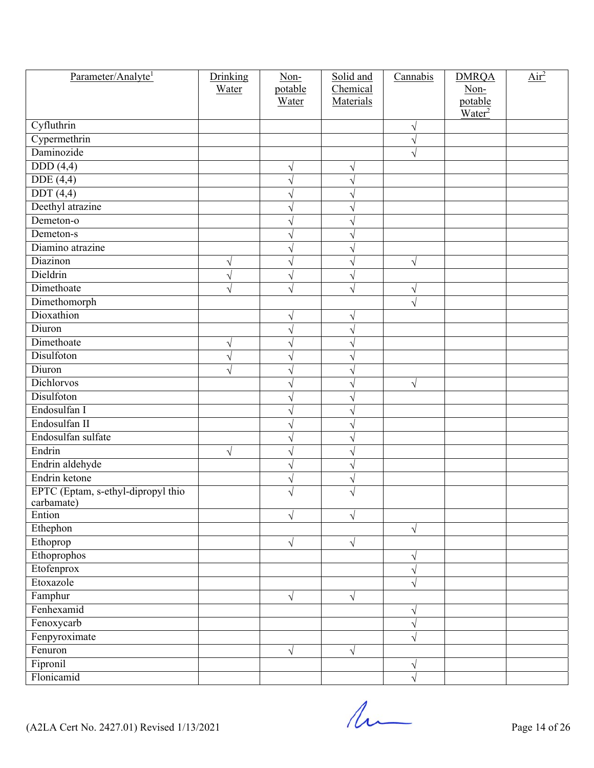| Parameter/Analyte[1] | Drinking Water | Non-potable Water | Solid and Chemical Materials | Cannabis | DMRQA Non-potable Water[2] | Air[2] |
|---|---|---|---|---|---|---|
| Cyfluthrin | | | | √ | | |
| Cypermethrin | | | | √ | | |
| Daminozide | | | | √ | | |
| DDD (4,4) | | √ | √ | | | |
| DDE (4,4) | | √ | √ | | | |
| DDT (4,4) | | √ | √ | | | |
| Deethyl atrazine | | √ | √ | | | |
| Demeton-o | | √ | √ | | | |
| Demeton-s | | √ | √ | | | |
| Diamino atrazine | | √ | √ | | | |
| Diazinon | √ | √ | √ | √ | | |
| Dieldrin | √ | √ | √ | | | |
| Dimethoate | √ | √ | √ | √ | | |
| Dimethomorph | | | | √ | | |
| Dioxathion | | √ | √ | | | |
| Diuron | | √ | √ | | | |
| Dimethoate | √ | √ | √ | | | |
| Disulfoton | √ | √ | √ | | | |
| Diuron | √ | √ | √ | | | |
| Dichlorvos | | √ | √ | √ | | |
| Disulfoton | | √ | √ | | | |
| Endosulfan I | | √ | √ | | | |
| Endosulfan II | | √ | √ | | | |
| Endosulfan sulfate | | √ | √ | | | |
| Endrin | √ | √ | √ | | | |
| Endrin aldehyde | | √ | √ | | | |
| Endrin ketone | | √ | √ | | | |
| EPTC (Eptam, s-ethyl-dipropyl thio carbamate) | | √ | √ | | | |
| Ention | | √ | √ | | | |
| Ethephon | | | | √ | | |
| Ethoprop | | √ | √ | | | |
| Ethoprophos | | | | √ | | |
| Etofenprox | | | | √ | | |
| Etoxazole | | | | √ | | |
| Famphur | | √ | √ | | | |
| Fenhexamid | | | | √ | | |
| Fenoxycarb | | | | √ | | |
| Fenpyroximate | | | | √ | | |
| Fenuron | | √ | √ | | | |
| Fipronil | | | | √ | | |
| Flonicamid | | | | √ | | |

(A2LA Cert No. 2427.01) Revised 1/13/2021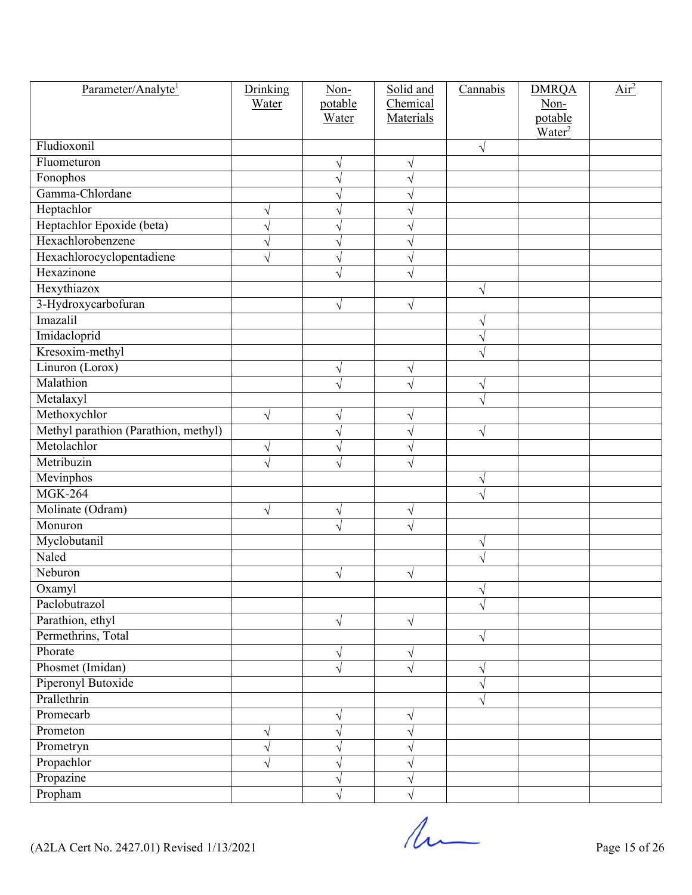| Parameter/Analyte[1] | Drinking Water | Non-potable Water | Solid and Chemical Materials | Cannabis | DMRQA Non-potable Water[2] | Air[2] |
|---|---|---|---|---|---|---|
| Fludioxonil | | | | √ | | |
| Fluometuron | | √ | √ | | | |
| Fonophos | | √ | √ | | | |
| Gamma-Chlordane | | √ | √ | | | |
| Heptachlor | √ | √ | √ | | | |
| Heptachlor Epoxide (beta) | √ | √ | √ | | | |
| Hexachlorobenzene | √ | √ | √ | | | |
| Hexachlorocyclopentadiene | √ | √ | √ | | | |
| Hexazinone | | √ | √ | | | |
| Hexythiazox | | | | √ | | |
| 3-Hydroxycarbofuran | | √ | √ | | | |
| Imazalil | | | | √ | | |
| Imidacloprid | | | | √ | | |
| Kresoxim-methyl | | | | √ | | |
| Linuron (Lorox) | | √ | √ | | | |
| Malathion | | √ | √ | √ | | |
| Metalaxyl | | | | √ | | |
| Methoxychlor | √ | √ | √ | | | |
| Methyl parathion (Parathion, methyl) | | √ | √ | √ | | |
| Metolachlor | √ | √ | √ | | | |
| Metribuzin | √ | √ | √ | | | |
| Mevinphos | | | | √ | | |
| MGK-264 | | | | √ | | |
| Molinate (Odram) | √ | √ | √ | | | |
| Monuron | | √ | √ | | | |
| Myclobutanil | | | | √ | | |
| Naled | | | | √ | | |
| Neburon | | √ | √ | | | |
| Oxamyl | | | | √ | | |
| Paclobutrazol | | | | √ | | |
| Parathion, ethyl | | √ | √ | | | |
| Permethrins, Total | | | | √ | | |
| Phorate | | √ | √ | | | |
| Phosmet (Imidan) | | √ | √ | √ | | |
| Piperonyl Butoxide | | | | √ | | |
| Prallethrin | | | | √ | | |
| Promecarb | | √ | √ | | | |
| Prometon | √ | √ | √ | | | |
| Prometryn | √ | √ | √ | | | |
| Propachlor | √ | √ | √ | | | |
| Propazine | | √ | √ | | | |
| Propham | | √ | √ | | | |

(A2LA Cert No. 2427.01) Revised 1/13/2021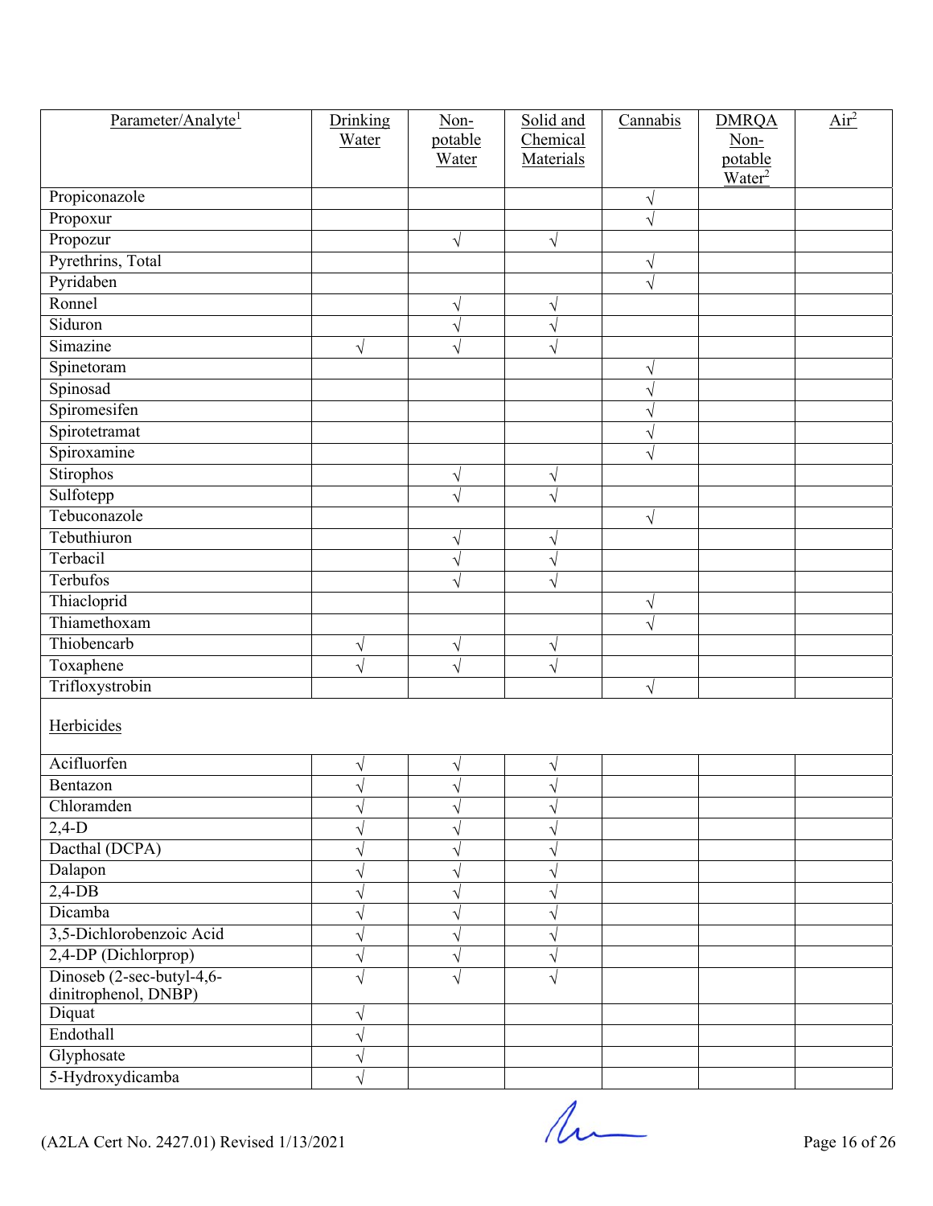| Parameter/Analyte[1] | Drinking Water | Non-potable Water | Solid and Chemical Materials | Cannabis | DMRQA Non-potable Water[2] | Air[2] |
|---|---|---|---|---|---|---|
| Propiconazole | | | | √ | | |
| Propoxur | | | | √ | | |
| Propozur | | √ | √ | | | |
| Pyrethrins, Total | | | | √ | | |
| Pyridaben | | | | √ | | |
| Ronnel | | √ | √ | | | |
| Siduron | | √ | √ | | | |
| Simazine | √ | √ | √ | | | |
| Spinetoram | | | | √ | | |
| Spinosad | | | | √ | | |
| Spiromesifen | | | | √ | | |
| Spirotetramat | | | | √ | | |
| Spiroxamine | | | | √ | | |
| Stirophos | | √ | √ | | | |
| Sulfotepp | | √ | √ | | | |
| Tebuconazole | | | | √ | | |
| Tebuthiuron | | √ | √ | | | |
| Terbacil | | √ | √ | | | |
| Terbufos | | √ | √ | | | |
| Thiacloprid | | | | √ | | |
| Thiamethoxam | | | | √ | | |
| Thiobencarb | √ | √ | √ | | | |
| Toxaphene | √ | √ | √ | | | |
| Trifloxystrobin | | | | √ | | |
| Herbicides | | | | | | |
| Acifluorfen | √ | √ | √ | | | |
| Bentazon | √ | √ | √ | | | |
| Chloramden | √ | √ | √ | | | |
| 2,4-D | √ | √ | √ | | | |
| Dacthal (DCPA) | √ | √ | √ | | | |
| Dalapon | √ | √ | √ | | | |
| 2,4-DB | √ | √ | √ | | | |
| Dicamba | √ | √ | √ | | | |
| 3,5-Dichlorobenzoic Acid | √ | √ | √ | | | |
| 2,4-DP (Dichlorprop) | √ | √ | √ | | | |
| Dinoseb (2-sec-butyl-4,6-dinitrophenol, DNBP) | √ | √ | √ | | | |
| Diquat | √ | | | | | |
| Endothall | √ | | | | | |
| Glyphosate | √ | | | | | |
| 5-Hydroxydicamba | √ | | | | | |

(A2LA Cert No. 2427.01) Revised 1/13/2021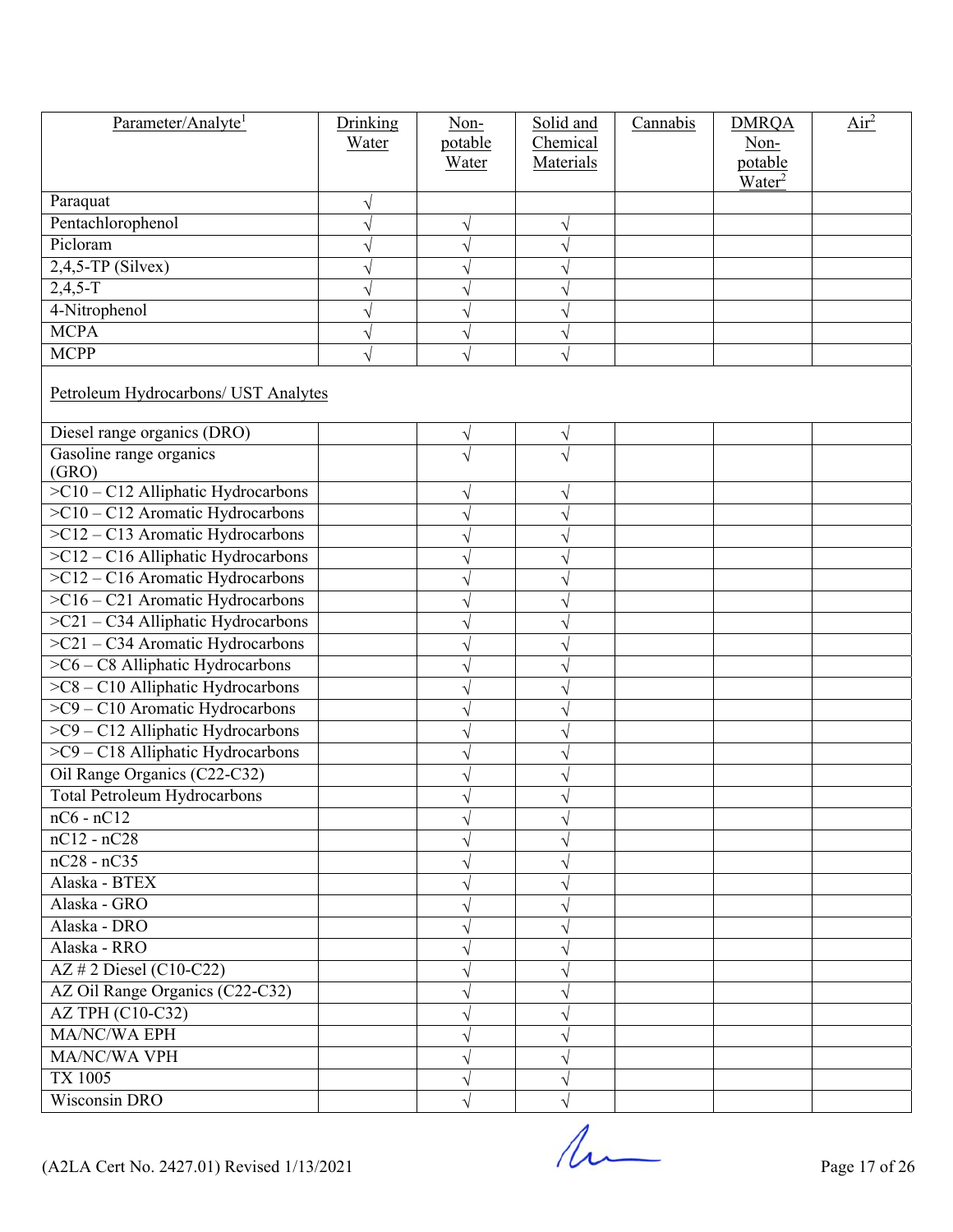| Parameter/Analyte[1] | Drinking Water | Non-potable Water | Solid and Chemical Materials | Cannabis | DMRQA Non-potable Water[2] | Air[2] |
|---|---|---|---|---|---|---|
| Paraquat | √ | | | | | |
| Pentachlorophenol | √ | √ | √ | | | |
| Picloram | √ | √ | √ | | | |
| 2,4,5-TP (Silvex) | √ | √ | √ | | | |
| 2,4,5-T | √ | √ | √ | | | |
| 4-Nitrophenol | √ | √ | √ | | | |
| MCPA | √ | √ | √ | | | |
| MCPP | √ | √ | √ | | | |
| Petroleum Hydrocarbons/ UST Analytes | | | | | | |
| Diesel range organics (DRO) | | √ | √ | | | |
| Gasoline range organics (GRO) | | √ | √ | | | |
| >C10 – C12 Alliphatic Hydrocarbons | | √ | √ | | | |
| >C10 – C12 Aromatic Hydrocarbons | | √ | √ | | | |
| >C12 – C13 Aromatic Hydrocarbons | | √ | √ | | | |
| >C12 – C16 Alliphatic Hydrocarbons | | √ | √ | | | |
| >C12 – C16 Aromatic Hydrocarbons | | √ | √ | | | |
| >C16 – C21 Aromatic Hydrocarbons | | √ | √ | | | |
| >C21 – C34 Alliphatic Hydrocarbons | | √ | √ | | | |
| >C21 – C34 Aromatic Hydrocarbons | | √ | √ | | | |
| >C6 – C8 Alliphatic Hydrocarbons | | √ | √ | | | |
| >C8 – C10 Alliphatic Hydrocarbons | | √ | √ | | | |
| >C9 – C10 Aromatic Hydrocarbons | | √ | √ | | | |
| >C9 – C12 Alliphatic Hydrocarbons | | √ | √ | | | |
| >C9 – C18 Alliphatic Hydrocarbons | | √ | √ | | | |
| Oil Range Organics (C22-C32) | | √ | √ | | | |
| Total Petroleum Hydrocarbons | | √ | √ | | | |
| nC6 - nC12 | | √ | √ | | | |
| nC12 - nC28 | | √ | √ | | | |
| nC28 - nC35 | | √ | √ | | | |
| Alaska - BTEX | | √ | √ | | | |
| Alaska - GRO | | √ | √ | | | |
| Alaska - DRO | | √ | √ | | | |
| Alaska - RRO | | √ | √ | | | |
| AZ # 2 Diesel (C10-C22) | | √ | √ | | | |
| AZ Oil Range Organics (C22-C32) | | √ | √ | | | |
| AZ TPH (C10-C32) | | √ | √ | | | |
| MA/NC/WA EPH | | √ | √ | | | |
| MA/NC/WA VPH | | √ | √ | | | |
| TX 1005 | | √ | √ | | | |
| Wisconsin DRO | | √ | √ | | | |

(A2LA Cert No. 2427.01) Revised 1/13/2021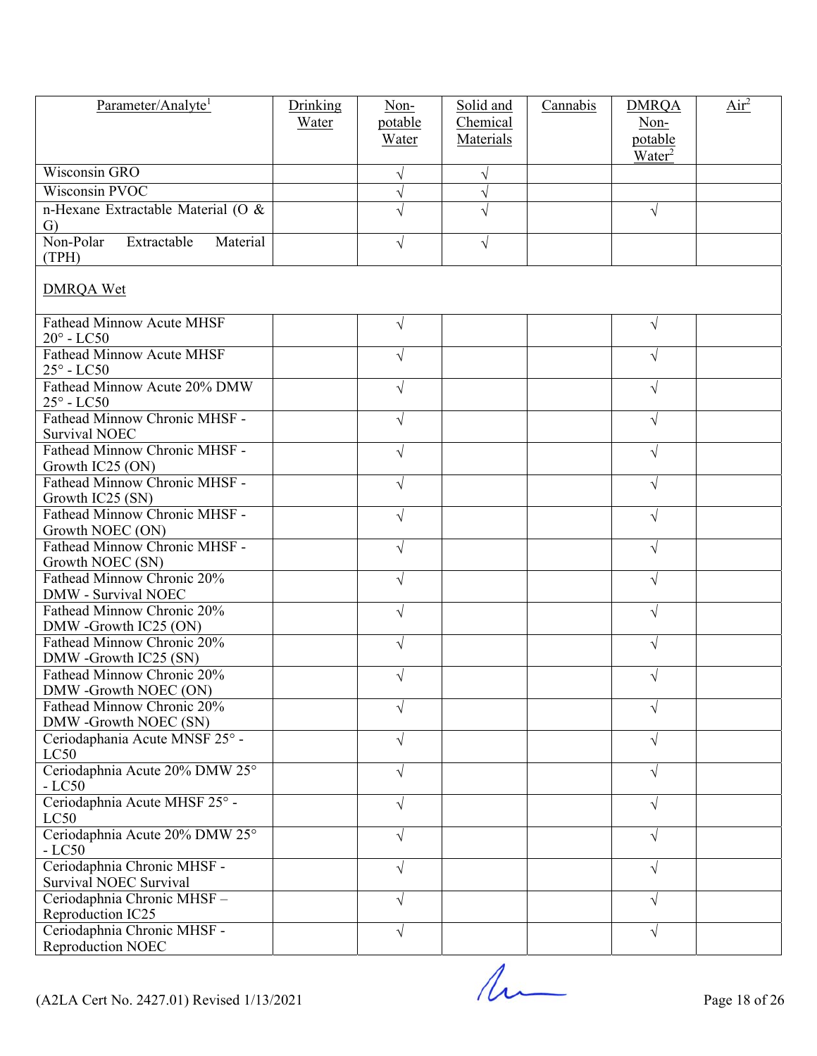| Parameter/Analyte[1] | Drinking Water | Non-potable Water | Solid and Chemical Materials | Cannabis | DMRQA Non-potable Water[2] | Air[2] |
|---|---|---|---|---|---|---|
| Wisconsin GRO | | √ | √ | | | |
| Wisconsin PVOC | | √ | √ | | | |
| n-Hexane Extractable Material (O & G) | | √ | √ | | √ | |
| Non-Polar Extractable Material (TPH) | | √ | √ | | | |
| DMRQA Wet | | | | | | |
| Fathead Minnow Acute MHSF 20° - LC50 | | √ | | | √ | |
| Fathead Minnow Acute MHSF 25° - LC50 | | √ | | | √ | |
| Fathead Minnow Acute 20% DMW 25° - LC50 | | √ | | | √ | |
| Fathead Minnow Chronic MHSF - Survival NOEC | | √ | | | √ | |
| Fathead Minnow Chronic MHSF - Growth IC25 (ON) | | √ | | | √ | |
| Fathead Minnow Chronic MHSF - Growth IC25 (SN) | | √ | | | √ | |
| Fathead Minnow Chronic MHSF - Growth NOEC (ON) | | √ | | | √ | |
| Fathead Minnow Chronic MHSF - Growth NOEC (SN) | | √ | | | √ | |
| Fathead Minnow Chronic 20% DMW - Survival NOEC | | √ | | | √ | |
| Fathead Minnow Chronic 20% DMW -Growth IC25 (ON) | | √ | | | √ | |
| Fathead Minnow Chronic 20% DMW -Growth IC25 (SN) | | √ | | | √ | |
| Fathead Minnow Chronic 20% DMW -Growth NOEC (ON) | | √ | | | √ | |
| Fathead Minnow Chronic 20% DMW -Growth NOEC (SN) | | √ | | | √ | |
| Ceriodaphania Acute MNSF 25° - LC50 | | √ | | | √ | |
| Ceriodaphnia Acute 20% DMW 25° - LC50 | | √ | | | √ | |
| Ceriodaphnia Acute MHSF 25° - LC50 | | √ | | | √ | |
| Ceriodaphnia Acute 20% DMW 25° - LC50 | | √ | | | √ | |
| Ceriodaphnia Chronic MHSF - Survival NOEC Survival | | √ | | | √ | |
| Ceriodaphnia Chronic MHSF – Reproduction IC25 | | √ | | | √ | |
| Ceriodaphnia Chronic MHSF - Reproduction NOEC | | √ | | | √ | |

(A2LA Cert No. 2427.01) Revised 1/13/2021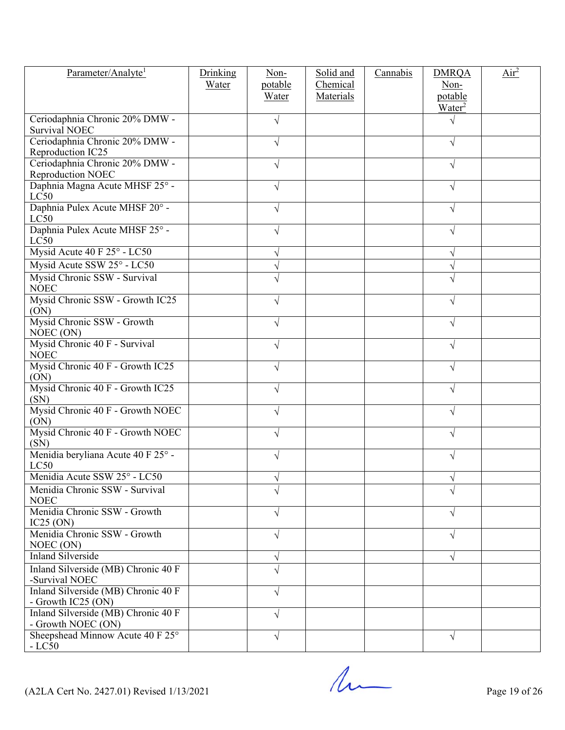| Parameter/Analyte[1] | Drinking Water | Non-potable Water | Solid and Chemical Materials | Cannabis | DMRQA Non-potable Water[2] | Air[2] |
|---|---|---|---|---|---|---|
| Ceriodaphnia Chronic 20% DMW - Survival NOEC | | √ | | | √ | |
| Ceriodaphnia Chronic 20% DMW - Reproduction IC25 | | √ | | | √ | |
| Ceriodaphnia Chronic 20% DMW - Reproduction NOEC | | √ | | | √ | |
| Daphnia Magna Acute MHSF 25° - LC50 | | √ | | | √ | |
| Daphnia Pulex Acute MHSF 20° - LC50 | | √ | | | √ | |
| Daphnia Pulex Acute MHSF 25° - LC50 | | √ | | | √ | |
| Mysid Acute 40 F 25° - LC50 | | √ | | | √ | |
| Mysid Acute SSW 25° - LC50 | | √ | | | √ | |
| Mysid Chronic SSW - Survival NOEC | | √ | | | √ | |
| Mysid Chronic SSW - Growth IC25 (ON) | | √ | | | √ | |
| Mysid Chronic SSW - Growth NOEC (ON) | | √ | | | √ | |
| Mysid Chronic 40 F - Survival NOEC | | √ | | | √ | |
| Mysid Chronic 40 F - Growth IC25 (ON) | | √ | | | √ | |
| Mysid Chronic 40 F - Growth IC25 (SN) | | √ | | | √ | |
| Mysid Chronic 40 F - Growth NOEC (ON) | | √ | | | √ | |
| Mysid Chronic 40 F - Growth NOEC (SN) | | √ | | | √ | |
| Menidia beryliana Acute 40 F 25° - LC50 | | √ | | | √ | |
| Menidia Acute SSW 25° - LC50 | | √ | | | √ | |
| Menidia Chronic SSW - Survival NOEC | | √ | | | √ | |
| Menidia Chronic SSW - Growth IC25 (ON) | | √ | | | √ | |
| Menidia Chronic SSW - Growth NOEC (ON) | | √ | | | √ | |
| Inland Silverside | | √ | | | √ | |
| Inland Silverside (MB) Chronic 40 F -Survival NOEC | | √ | | | | |
| Inland Silverside (MB) Chronic 40 F - Growth IC25 (ON) | | √ | | | | |
| Inland Silverside (MB) Chronic 40 F - Growth NOEC (ON) | | √ | | | | |
| Sheepshead Minnow Acute 40 F 25° - LC50 | | √ | | | √ | |

(A2LA Cert No. 2427.01) Revised 1/13/2021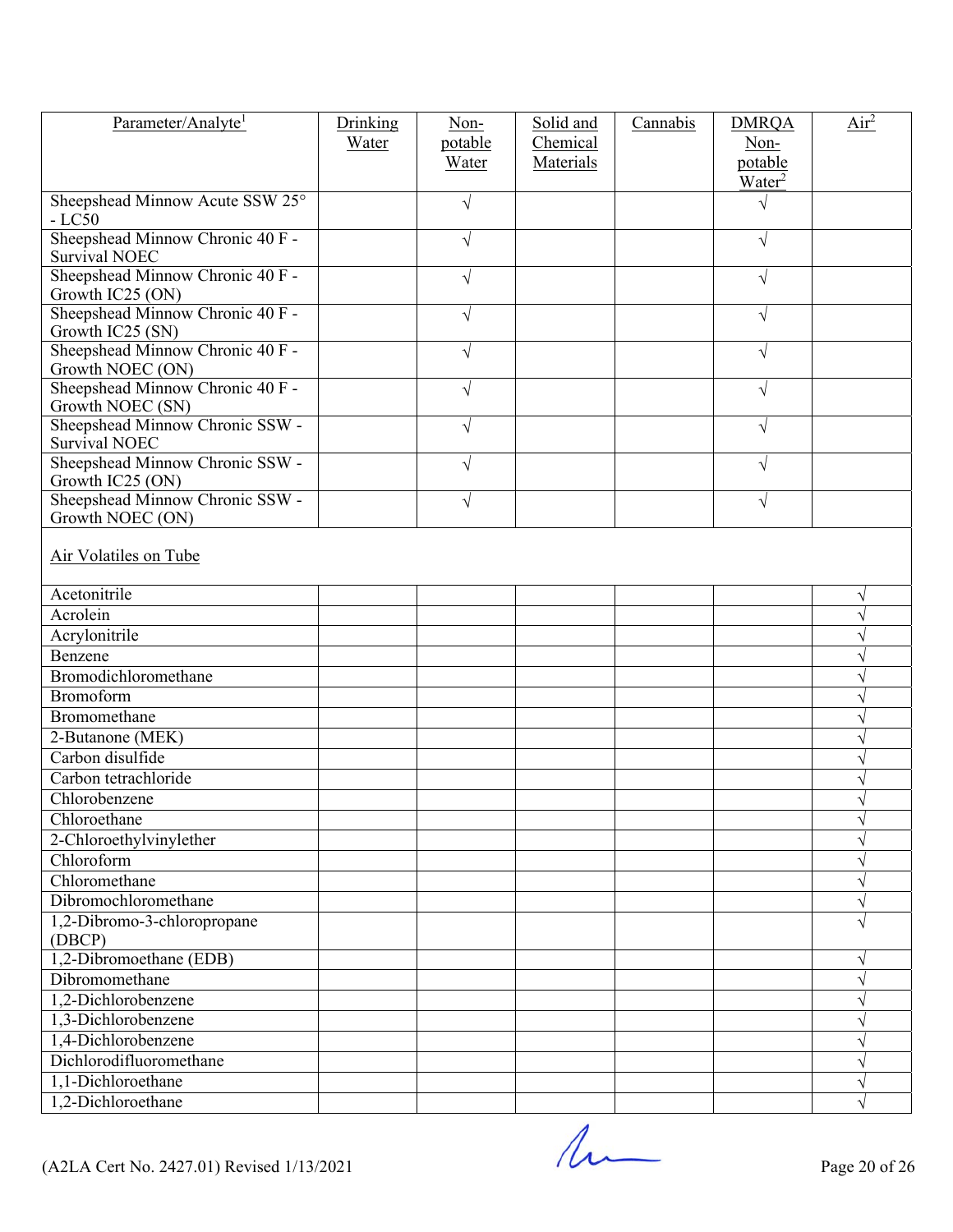| Parameter/Analyte[1] | Drinking Water | Non-potable Water | Solid and Chemical Materials | Cannabis | DMRQA Non-potable Water[2] | Air[2] |
|---|---|---|---|---|---|---|
| Sheepshead Minnow Acute SSW 25° - LC50 | | √ | | | √ | |
| Sheepshead Minnow Chronic 40 F - Survival NOEC | | √ | | | √ | |
| Sheepshead Minnow Chronic 40 F - Growth IC25 (ON) | | √ | | | √ | |
| Sheepshead Minnow Chronic 40 F - Growth IC25 (SN) | | √ | | | √ | |
| Sheepshead Minnow Chronic 40 F - Growth NOEC (ON) | | √ | | | √ | |
| Sheepshead Minnow Chronic 40 F - Growth NOEC (SN) | | √ | | | √ | |
| Sheepshead Minnow Chronic SSW - Survival NOEC | | √ | | | √ | |
| Sheepshead Minnow Chronic SSW - Growth IC25 (ON) | | √ | | | √ | |
| Sheepshead Minnow Chronic SSW - Growth NOEC (ON) | | √ | | | √ | |
| Air Volatiles on Tube | | | | | | |
| Acetonitrile | | | | | | √ |
| Acrolein | | | | | | √ |
| Acrylonitrile | | | | | | √ |
| Benzene | | | | | | √ |
| Bromodichloromethane | | | | | | √ |
| Bromoform | | | | | | √ |
| Bromomethane | | | | | | √ |
| 2-Butanone (MEK) | | | | | | √ |
| Carbon disulfide | | | | | | √ |
| Carbon tetrachloride | | | | | | √ |
| Chlorobenzene | | | | | | √ |
| Chloroethane | | | | | | √ |
| 2-Chloroethylvinylether | | | | | | √ |
| Chloroform | | | | | | √ |
| Chloromethane | | | | | | √ |
| Dibromochloromethane | | | | | | √ |
| 1,2-Dibromo-3-chloropropane (DBCP) | | | | | | √ |
| 1,2-Dibromoethane (EDB) | | | | | | √ |
| Dibromomethane | | | | | | √ |
| 1,2-Dichlorobenzene | | | | | | √ |
| 1,3-Dichlorobenzene | | | | | | √ |
| 1,4-Dichlorobenzene | | | | | | √ |
| Dichlorodifluoromethane | | | | | | √ |
| 1,1-Dichloroethane | | | | | | √ |
| 1,2-Dichloroethane | | | | | | √ |

(A2LA Cert No. 2427.01) Revised 1/13/2021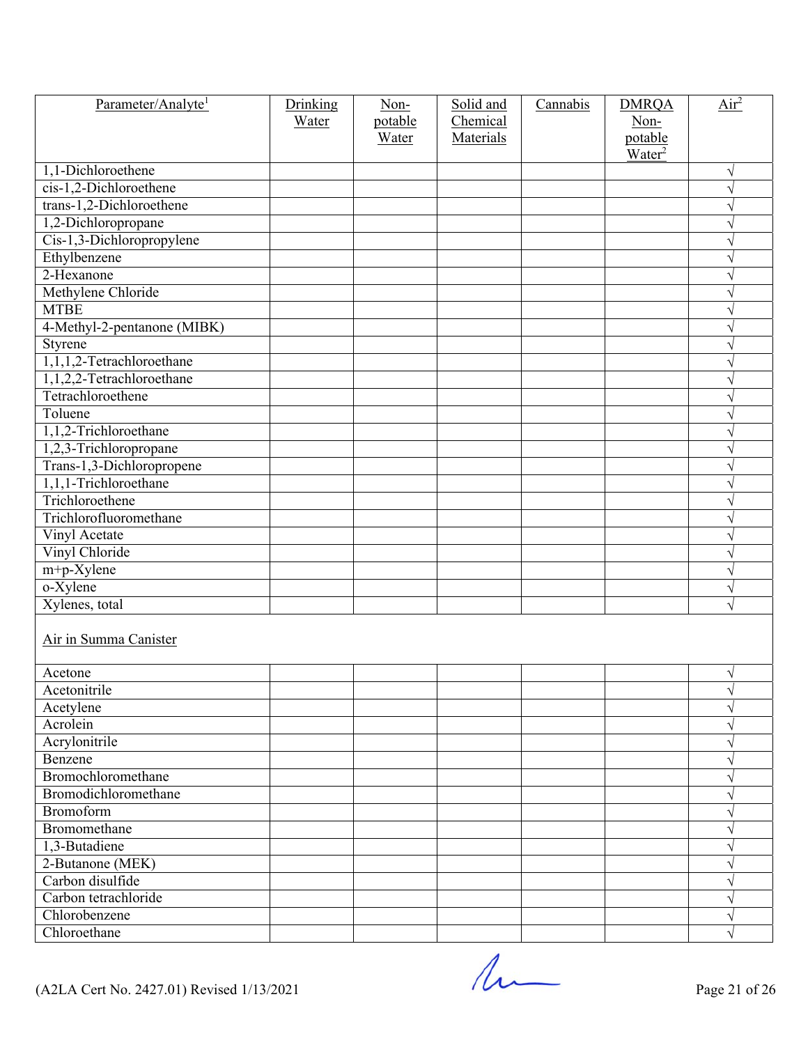| Parameter/Analyte[1] | Drinking Water | Non-potable Water | Solid and Chemical Materials | Cannabis | DMRQA Non-potable Water[2] | Air[2] |
|---|---|---|---|---|---|---|
| 1,1-Dichloroethene | | | | | | √ |
| cis-1,2-Dichloroethene | | | | | | √ |
| trans-1,2-Dichloroethene | | | | | | √ |
| 1,2-Dichloropropane | | | | | | √ |
| Cis-1,3-Dichloropropylene | | | | | | √ |
| Ethylbenzene | | | | | | √ |
| 2-Hexanone | | | | | | √ |
| Methylene Chloride | | | | | | √ |
| MTBE | | | | | | √ |
| 4-Methyl-2-pentanone (MIBK) | | | | | | √ |
| Styrene | | | | | | √ |
| 1,1,1,2-Tetrachloroethane | | | | | | √ |
| 1,1,2,2-Tetrachloroethane | | | | | | √ |
| Tetrachloroethene | | | | | | √ |
| Toluene | | | | | | √ |
| 1,1,2-Trichloroethane | | | | | | √ |
| 1,2,3-Trichloropropane | | | | | | √ |
| Trans-1,3-Dichloropropene | | | | | | √ |
| 1,1,1-Trichloroethane | | | | | | √ |
| Trichloroethene | | | | | | √ |
| Trichlorofluoromethane | | | | | | √ |
| Vinyl Acetate | | | | | | √ |
| Vinyl Chloride | | | | | | √ |
| m+p-Xylene | | | | | | √ |
| o-Xylene | | | | | | √ |
| Xylenes, total | | | | | | √ |
| Air in Summa Canister | | | | | | |
| Acetone | | | | | | √ |
| Acetonitrile | | | | | | √ |
| Acetylene | | | | | | √ |
| Acrolein | | | | | | √ |
| Acrylonitrile | | | | | | √ |
| Benzene | | | | | | √ |
| Bromochloromethane | | | | | | √ |
| Bromodichloromethane | | | | | | √ |
| Bromoform | | | | | | √ |
| Bromomethane | | | | | | √ |
| 1,3-Butadiene | | | | | | √ |
| 2-Butanone (MEK) | | | | | | √ |
| Carbon disulfide | | | | | | √ |
| Carbon tetrachloride | | | | | | √ |
| Chlorobenzene | | | | | | √ |
| Chloroethane | | | | | | √ |

(A2LA Cert No. 2427.01) Revised 1/13/2021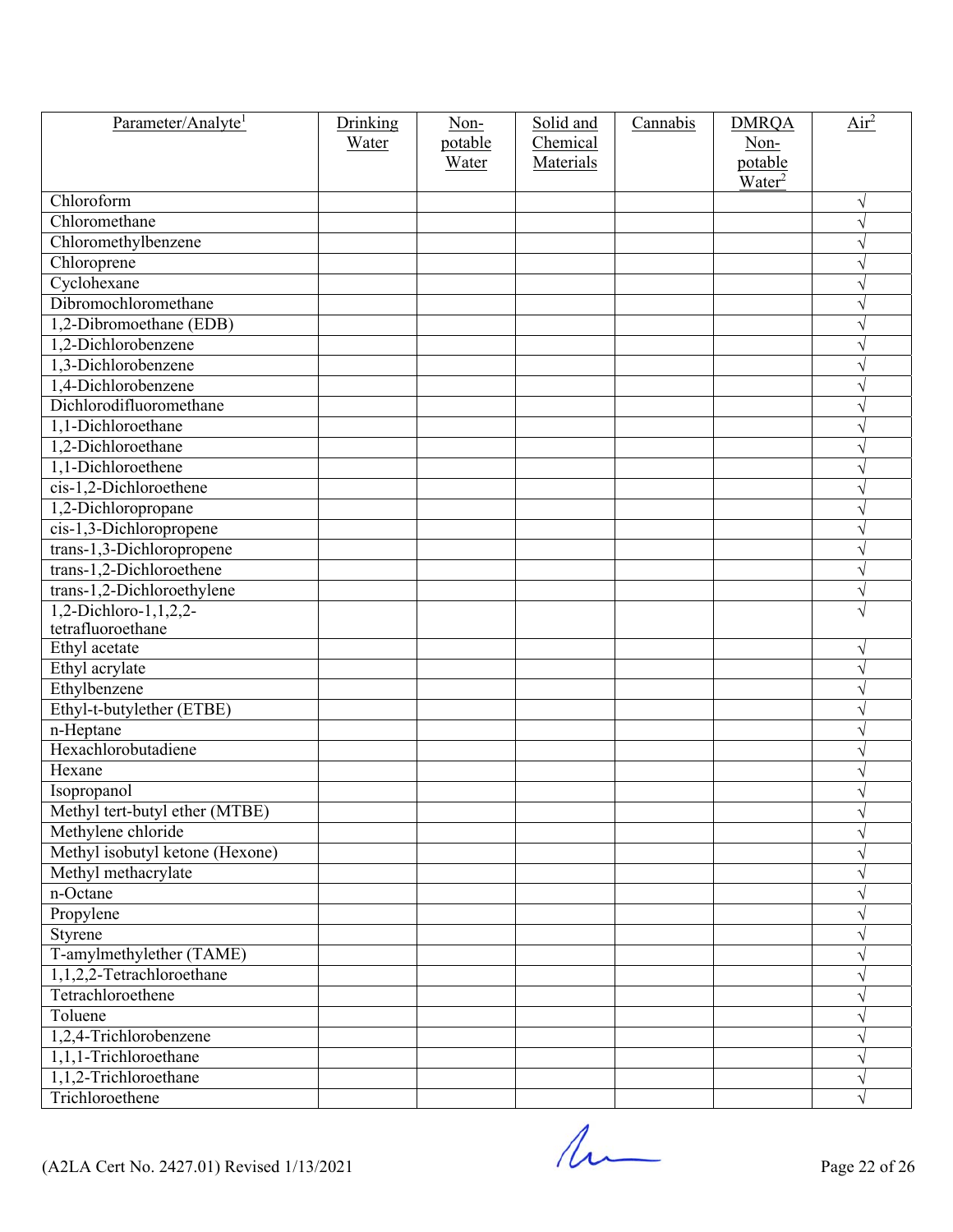| Parameter/Analyte[1] | Drinking Water | Non-potable Water | Solid and Chemical Materials | Cannabis | DMRQA Non-potable Water[2] | Air[2] |
|---|---|---|---|---|---|---|
| Chloroform | | | | | | √ |
| Chloromethane | | | | | | √ |
| Chloromethylbenzene | | | | | | √ |
| Chloroprene | | | | | | √ |
| Cyclohexane | | | | | | √ |
| Dibromochloromethane | | | | | | √ |
| 1,2-Dibromoethane (EDB) | | | | | | √ |
| 1,2-Dichlorobenzene | | | | | | √ |
| 1,3-Dichlorobenzene | | | | | | √ |
| 1,4-Dichlorobenzene | | | | | | √ |
| Dichlorodifluoromethane | | | | | | √ |
| 1,1-Dichloroethane | | | | | | √ |
| 1,2-Dichloroethane | | | | | | √ |
| 1,1-Dichloroethene | | | | | | √ |
| cis-1,2-Dichloroethene | | | | | | √ |
| 1,2-Dichloropropane | | | | | | √ |
| cis-1,3-Dichloropropene | | | | | | √ |
| trans-1,3-Dichloropropene | | | | | | √ |
| trans-1,2-Dichloroethene | | | | | | √ |
| trans-1,2-Dichloroethylene | | | | | | √ |
| 1,2-Dichloro-1,1,2,2-tetrafluoroethane | | | | | | √ |
| Ethyl acetate | | | | | | √ |
| Ethyl acrylate | | | | | | √ |
| Ethylbenzene | | | | | | √ |
| Ethyl-t-butylether (ETBE) | | | | | | √ |
| n-Heptane | | | | | | √ |
| Hexachlorobutadiene | | | | | | √ |
| Hexane | | | | | | √ |
| Isopropanol | | | | | | √ |
| Methyl tert-butyl ether (MTBE) | | | | | | √ |
| Methylene chloride | | | | | | √ |
| Methyl isobutyl ketone (Hexone) | | | | | | √ |
| Methyl methacrylate | | | | | | √ |
| n-Octane | | | | | | √ |
| Propylene | | | | | | √ |
| Styrene | | | | | | √ |
| T-amylmethylether (TAME) | | | | | | √ |
| 1,1,2,2-Tetrachloroethane | | | | | | √ |
| Tetrachloroethene | | | | | | √ |
| Toluene | | | | | | √ |
| 1,2,4-Trichlorobenzene | | | | | | √ |
| 1,1,1-Trichloroethane | | | | | | √ |
| 1,1,2-Trichloroethane | | | | | | √ |
| Trichloroethene | | | | | | √ |

(A2LA Cert No. 2427.01) Revised 1/13/2021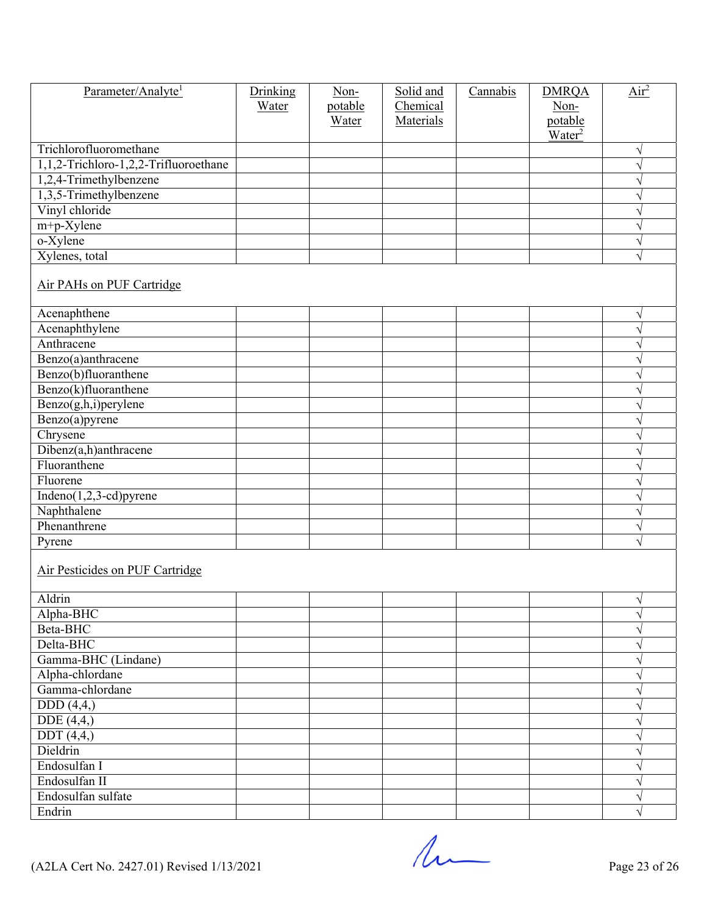| Parameter/Analyte[1] | Drinking Water | Non-potable Water | Solid and Chemical Materials | Cannabis | DMRQA Non-potable Water[2] | Air[2] |
|---|---|---|---|---|---|---|
| Trichlorofluoromethane | | | | | | √ |
| 1,1,2-Trichloro-1,2,2-Trifluoroethane | | | | | | √ |
| 1,2,4-Trimethylbenzene | | | | | | √ |
| 1,3,5-Trimethylbenzene | | | | | | √ |
| Vinyl chloride | | | | | | √ |
| m+p-Xylene | | | | | | √ |
| o-Xylene | | | | | | √ |
| Xylenes, total | | | | | | √ |
| Air PAHs on PUF Cartridge | | | | | | |
| Acenaphthene | | | | | | √ |
| Acenaphthylene | | | | | | √ |
| Anthracene | | | | | | √ |
| Benzo(a)anthracene | | | | | | √ |
| Benzo(b)fluoranthene | | | | | | √ |
| Benzo(k)fluoranthene | | | | | | √ |
| Benzo(g,h,i)perylene | | | | | | √ |
| Benzo(a)pyrene | | | | | | √ |
| Chrysene | | | | | | √ |
| Dibenz(a,h)anthracene | | | | | | √ |
| Fluoranthene | | | | | | √ |
| Fluorene | | | | | | √ |
| Indeno(1,2,3-cd)pyrene | | | | | | √ |
| Naphthalene | | | | | | √ |
| Phenanthrene | | | | | | √ |
| Pyrene | | | | | | √ |
| Air Pesticides on PUF Cartridge | | | | | | |
| Aldrin | | | | | | √ |
| Alpha-BHC | | | | | | √ |
| Beta-BHC | | | | | | √ |
| Delta-BHC | | | | | | √ |
| Gamma-BHC (Lindane) | | | | | | √ |
| Alpha-chlordane | | | | | | √ |
| Gamma-chlordane | | | | | | √ |
| DDD (4,4,) | | | | | | √ |
| DDE (4,4,) | | | | | | √ |
| DDT (4,4,) | | | | | | √ |
| Dieldrin | | | | | | √ |
| Endosulfan I | | | | | | √ |
| Endosulfan II | | | | | | √ |
| Endosulfan sulfate | | | | | | √ |
| Endrin | | | | | | √ |

(A2LA Cert No. 2427.01) Revised 1/13/2021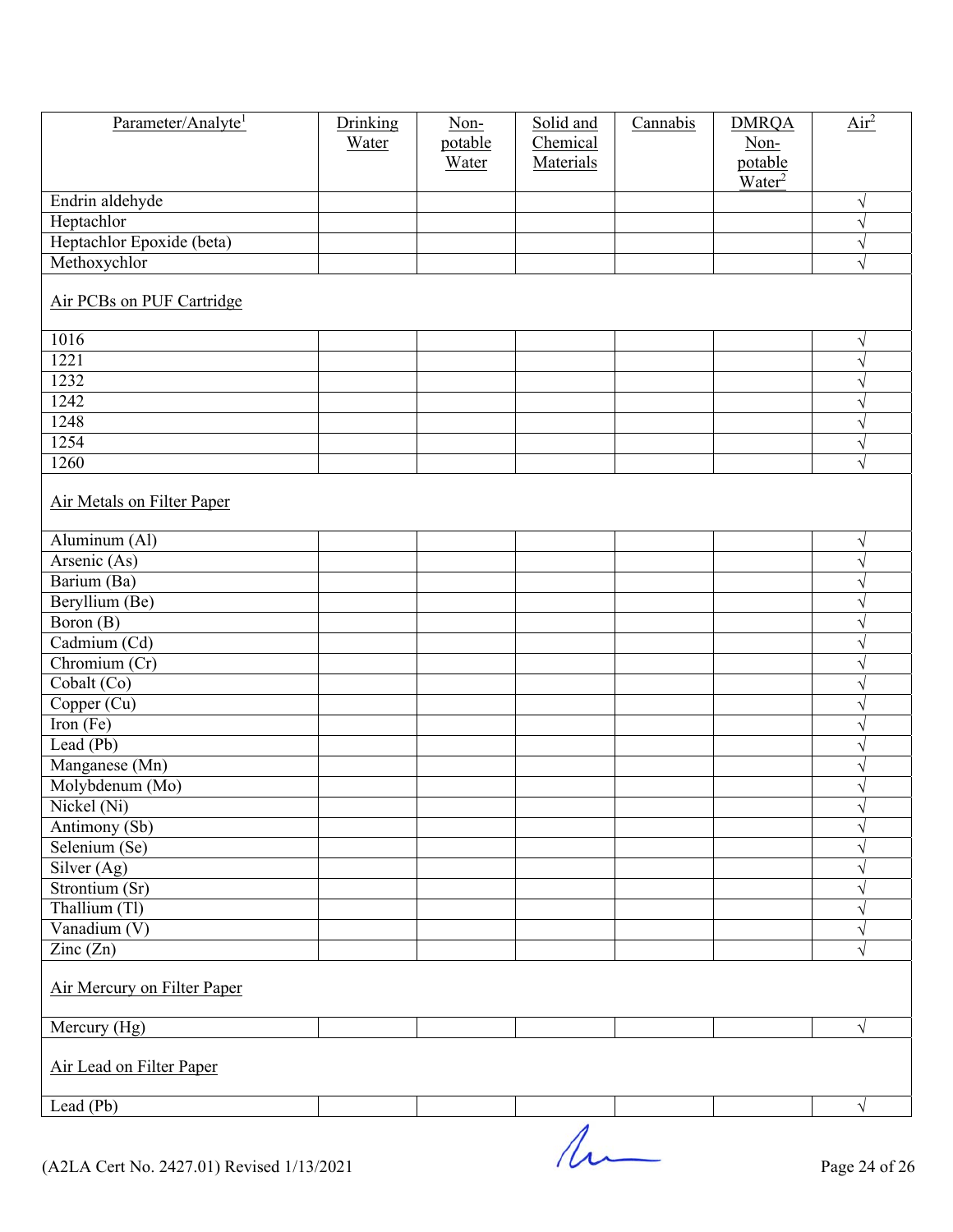| Parameter/Analyte[1] | Drinking Water | Non-potable Water | Solid and Chemical Materials | Cannabis | DMRQA Non-potable Water[2] | Air[2] |
|---|---|---|---|---|---|---|
| Endrin aldehyde | | | | | | √ |
| Heptachlor | | | | | | √ |
| Heptachlor Epoxide (beta) | | | | | | √ |
| Methoxychlor | | | | | | √ |
| Air PCBs on PUF Cartridge | | | | | | |
| 1016 | | | | | | √ |
| 1221 | | | | | | √ |
| 1232 | | | | | | √ |
| 1242 | | | | | | √ |
| 1248 | | | | | | √ |
| 1254 | | | | | | √ |
| 1260 | | | | | | √ |
| Air Metals on Filter Paper | | | | | | |
| Aluminum (Al) | | | | | | √ |
| Arsenic (As) | | | | | | √ |
| Barium (Ba) | | | | | | √ |
| Beryllium (Be) | | | | | | √ |
| Boron (B) | | | | | | √ |
| Cadmium (Cd) | | | | | | √ |
| Chromium (Cr) | | | | | | √ |
| Cobalt (Co) | | | | | | √ |
| Copper (Cu) | | | | | | √ |
| Iron (Fe) | | | | | | √ |
| Lead (Pb) | | | | | | √ |
| Manganese (Mn) | | | | | | √ |
| Molybdenum (Mo) | | | | | | √ |
| Nickel (Ni) | | | | | | √ |
| Antimony (Sb) | | | | | | √ |
| Selenium (Se) | | | | | | √ |
| Silver (Ag) | | | | | | √ |
| Strontium (Sr) | | | | | | √ |
| Thallium (Tl) | | | | | | √ |
| Vanadium (V) | | | | | | √ |
| Zinc (Zn) | | | | | | √ |
| Air Mercury on Filter Paper | | | | | | |
| Mercury (Hg) | | | | | | √ |
| Air Lead on Filter Paper | | | | | | |
| Lead (Pb) | | | | | | √ |

(A2LA Cert No. 2427.01) Revised 1/13/2021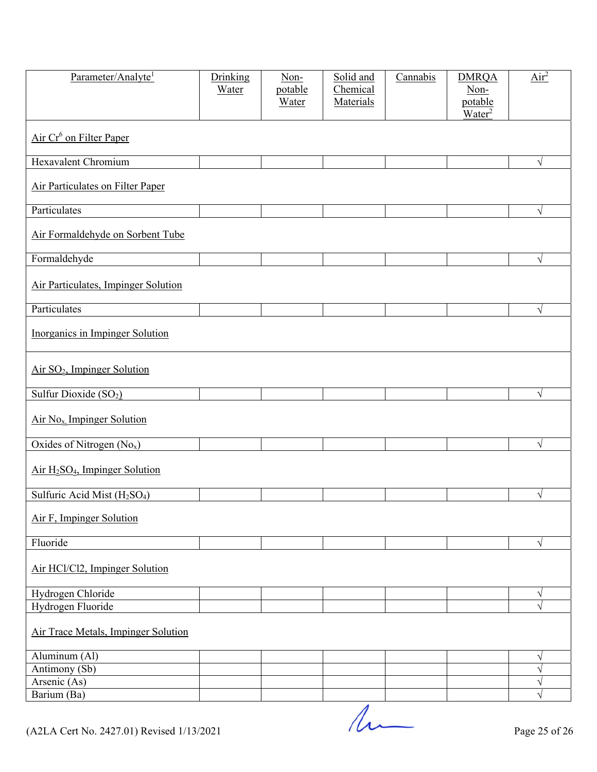| Parameter/Analyte[1] | Drinking Water | Non-potable Water | Solid and Chemical Materials | Cannabis | DMRQA Non-potable Water[2] | Air[2] |
|---|---|---|---|---|---|---|
| Air $Cr^6$ on Filter Paper | | | | | | |
| Hexavalent Chromium | | | | | | √ |
| Air Particulates on Filter Paper | | | | | | |
| Particulates | | | | | | √ |
| Air Formaldehyde on Sorbent Tube | | | | | | |
| Formaldehyde | | | | | | √ |
| Air Particulates, Impinger Solution | | | | | | |
| Particulates | | | | | | √ |
| Inorganics in Impinger Solution | | | | | | |
| Air $SO_2$, Impinger Solution | | | | | | |
| Sulfur Dioxide ($SO_2$) | | | | | | √ |
| Air $No_x$, Impinger Solution | | | | | | |
| Oxides of Nitrogen ($No_x$) | | | | | | √ |
| Air $H_2SO_4$, Impinger Solution | | | | | | |
| Sulfuric Acid Mist ($H_2SO_4$) | | | | | | √ |
| Air F, Impinger Solution | | | | | | |
| Fluoride | | | | | | √ |
| Air HCl/Cl2, Impinger Solution | | | | | | |
| Hydrogen Chloride | | | | | | √ |
| Hydrogen Fluoride | | | | | | √ |
| Air Trace Metals, Impinger Solution | | | | | | |
| Aluminum (Al) | | | | | | √ |
| Antimony (Sb) | | | | | | √ |
| Arsenic (As) | | | | | | √ |
| Barium (Ba) | | | | | | √ |

(A2LA Cert No. 2427.01) Revised 1/13/2021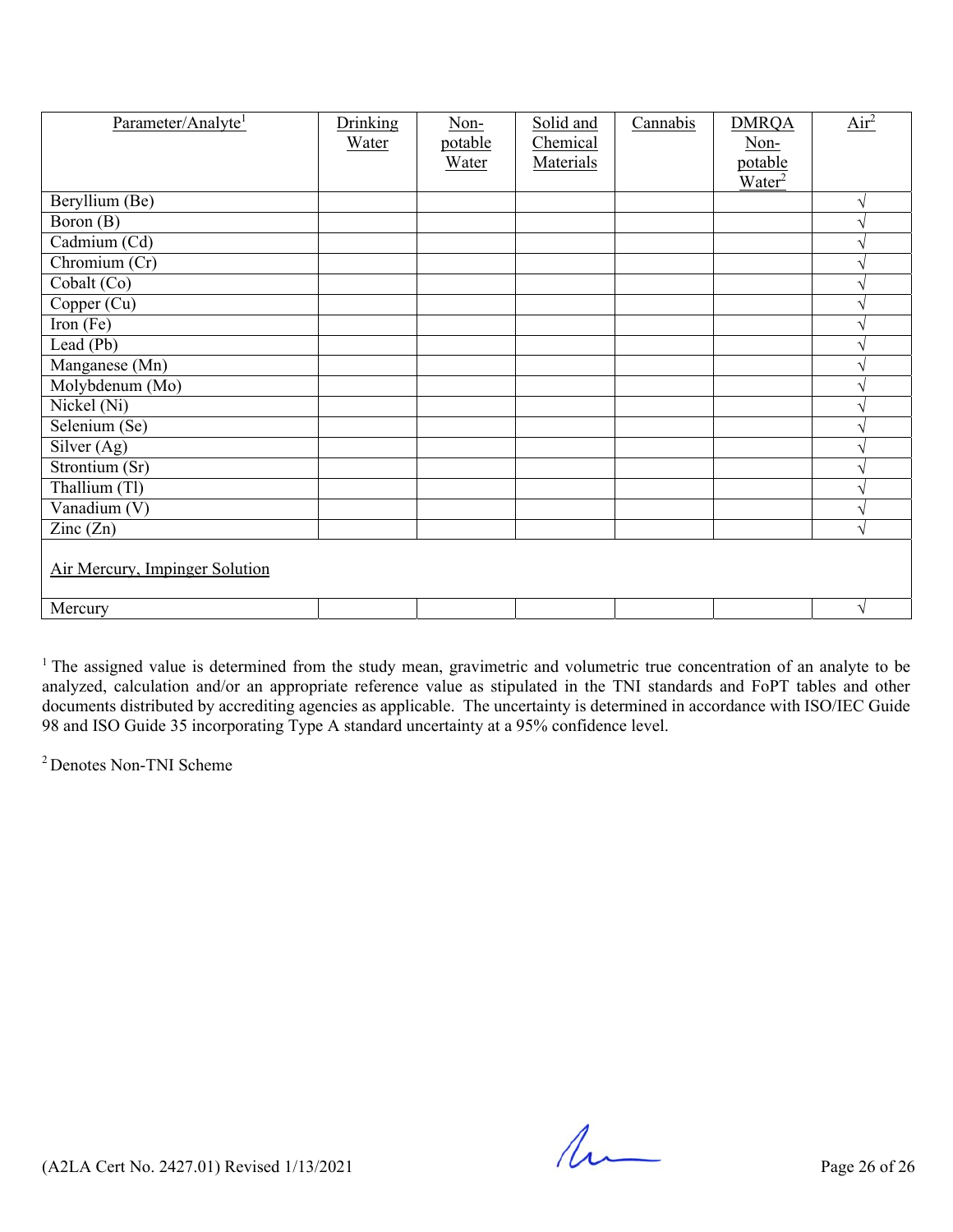| Parameter/Analyte[1] | Drinking Water | Non-potable Water | Solid and Chemical Materials | Cannabis | DMRQA Non-potable Water[2] | Air[2] |
|---|---|---|---|---|---|---|
| Beryllium (Be) | | | | | | √ |
| Boron (B) | | | | | | √ |
| Cadmium (Cd) | | | | | | √ |
| Chromium (Cr) | | | | | | √ |
| Cobalt (Co) | | | | | | √ |
| Copper (Cu) | | | | | | √ |
| Iron (Fe) | | | | | | √ |
| Lead (Pb) | | | | | | √ |
| Manganese (Mn) | | | | | | √ |
| Molybdenum (Mo) | | | | | | √ |
| Nickel (Ni) | | | | | | √ |
| Selenium (Se) | | | | | | √ |
| Silver (Ag) | | | | | | √ |
| Strontium (Sr) | | | | | | √ |
| Thallium (Tl) | | | | | | √ |
| Vanadium (V) | | | | | | √ |
| Zinc (Zn) | | | | | | √ |
| Air Mercury, Impinger Solution | | | | | | |
| Mercury | | | | | | √ |

[1] The assigned value is determined from the study mean, gravimetric and volumetric true concentration of an analyte to be analyzed, calculation and/or an appropriate reference value as stipulated in the TNI standards and FoPT tables and other documents distributed by accrediting agencies as applicable. The uncertainty is determined in accordance with ISO/IEC Guide 98 and ISO Guide 35 incorporating Type A standard uncertainty at a 95% confidence level.

[2] Denotes Non-TNI Scheme

(A2LA Cert No. 2427.01) Revised 1/13/2021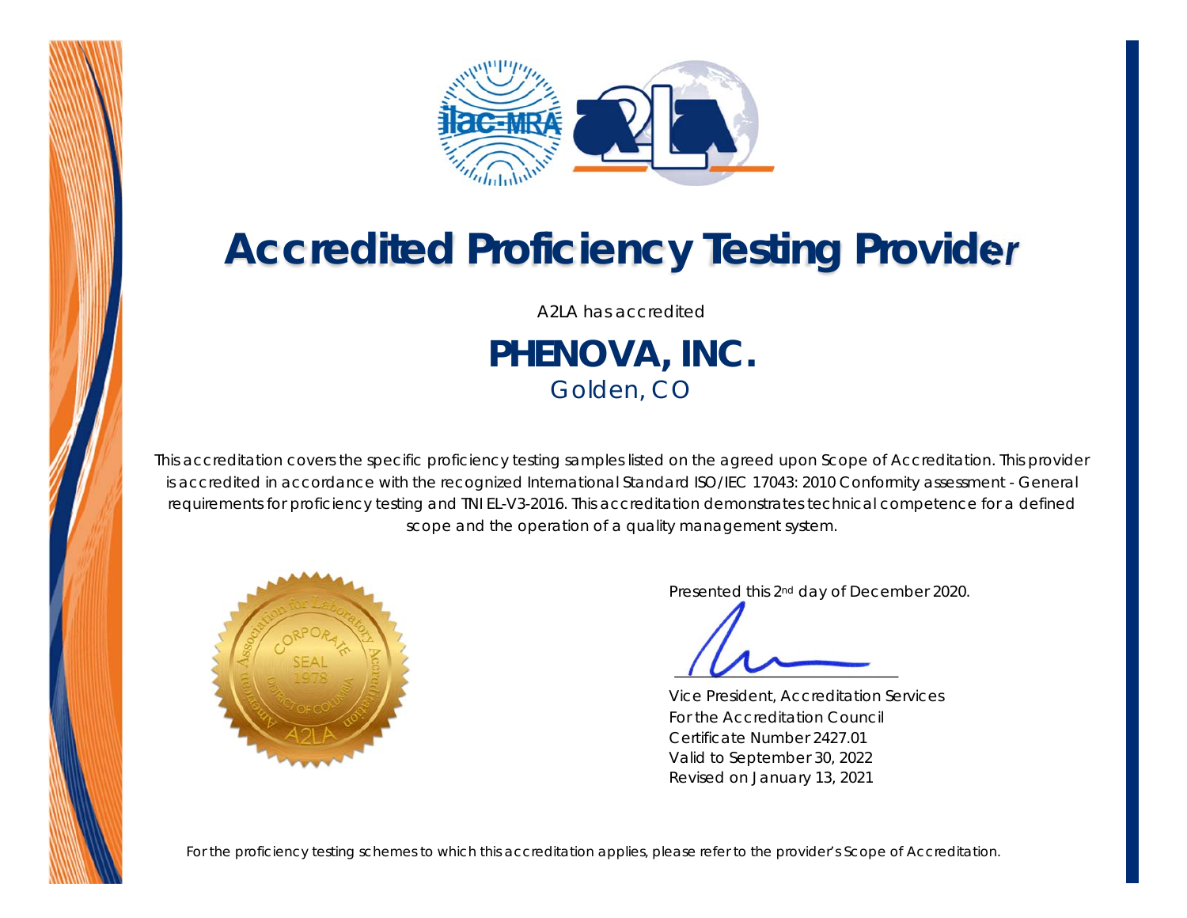# Accredited Proficiency Testing Provider

A2LA has accredited

## PHENOVA, INC.

Golden, CO

This accreditation covers the specific proficiency testing samples listed on the agreed upon Scope of Accreditation. This provider is accredited in accordance with the recognized International Standard ISO/IEC 17043: 2010 Conformity assessment - General requirements for proficiency testing and TNI EL-V3-2016. This accreditation demonstrates technical competence for a defined scope and the operation of a quality management system.

Presented this 2nd day of December 2020.

Vice President, Accreditation Services
For the Accreditation Council
Certificate Number 2427.01
Valid to September 30, 2022
Revised on January 13, 2021

For the proficiency testing schemes to which this accreditation applies, please refer to the provider's Scope of Accreditation.